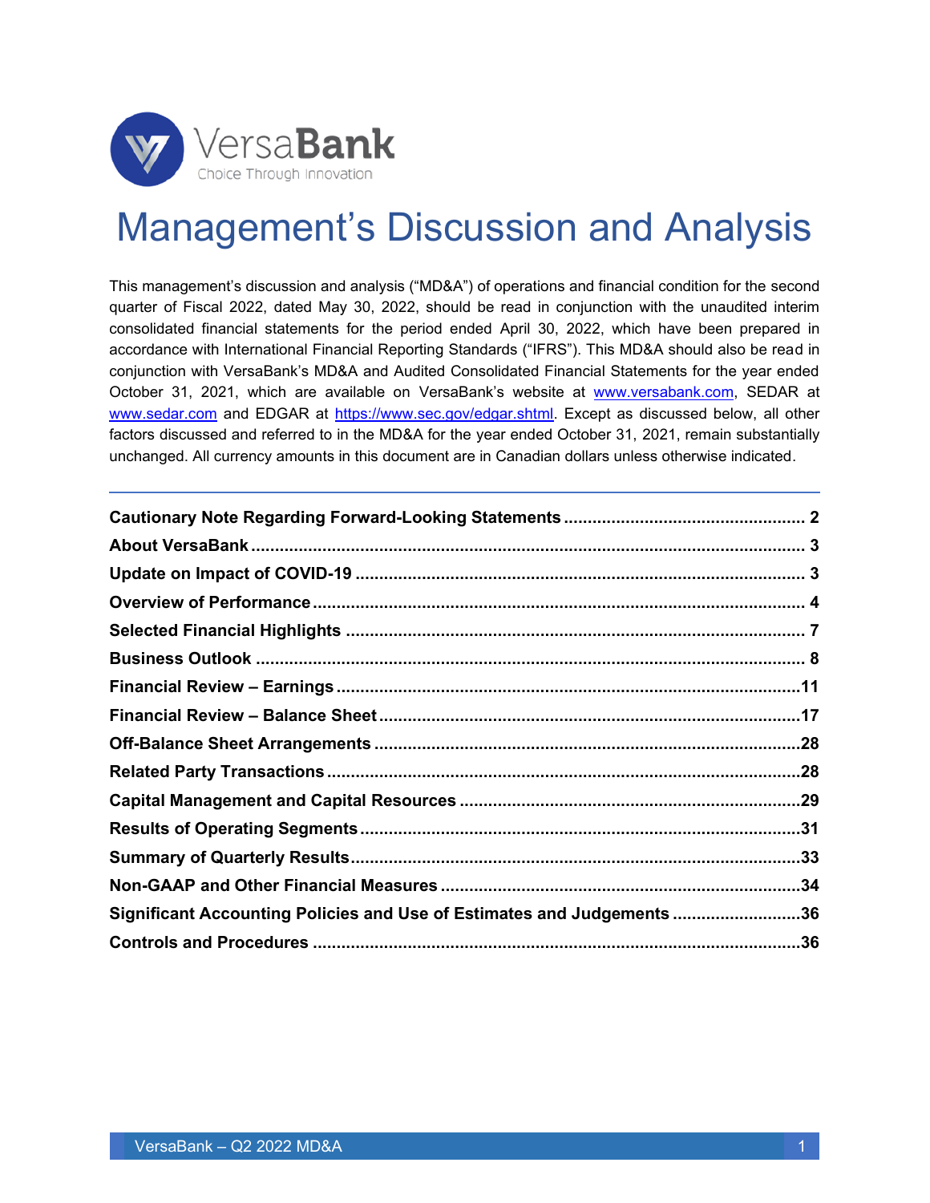VersaBank

Choice Through Innovation

# Management's Discussion and Analysis

This management's discussion and analysis ("MD&A") of operations and financial condition for the second quarter of Fiscal 2022, dated May 30, 2022, should be read in conjunction with the unaudited interim consolidated financial statements for the period ended April 30, 2022, which have been prepared in accordance with International Financial Reporting Standards ("IFRS"). This MD&A should also be read in conjunction with VersaBank's MD&A and Audited Consolidated Financial Statements for the year ended October 31, 2021, which are available on VersaBank's website at www.versabank.com, SEDAR at www.sedar.com and EDGAR at https://www.sec.gov/edgar.shtml. Except as discussed below, all other factors discussed and referred to in the MD&A for the year ended October 31, 2021, remain substantially unchanged. All currency amounts in this document are in Canadian dollars unless otherwise indicated.

---

**Cautionary Note Regarding Forward-Looking Statements** ........ 2
**About VersaBank** ........ 3
**Update on Impact of COVID-19** ........ 3
**Overview of Performance** ........ 4
**Selected Financial Highlights** ........ 7
**Business Outlook** ........ 8
**Financial Review – Earnings** ........ 11
**Financial Review – Balance Sheet** ........ 17
**Off-Balance Sheet Arrangements** ........ 28
**Related Party Transactions** ........ 28
**Capital Management and Capital Resources** ........ 29
**Results of Operating Segments** ........ 31
**Summary of Quarterly Results** ........ 33
**Non-GAAP and Other Financial Measures** ........ 34
**Significant Accounting Policies and Use of Estimates and Judgements** ........ 36
**Controls and Procedures** ........ 36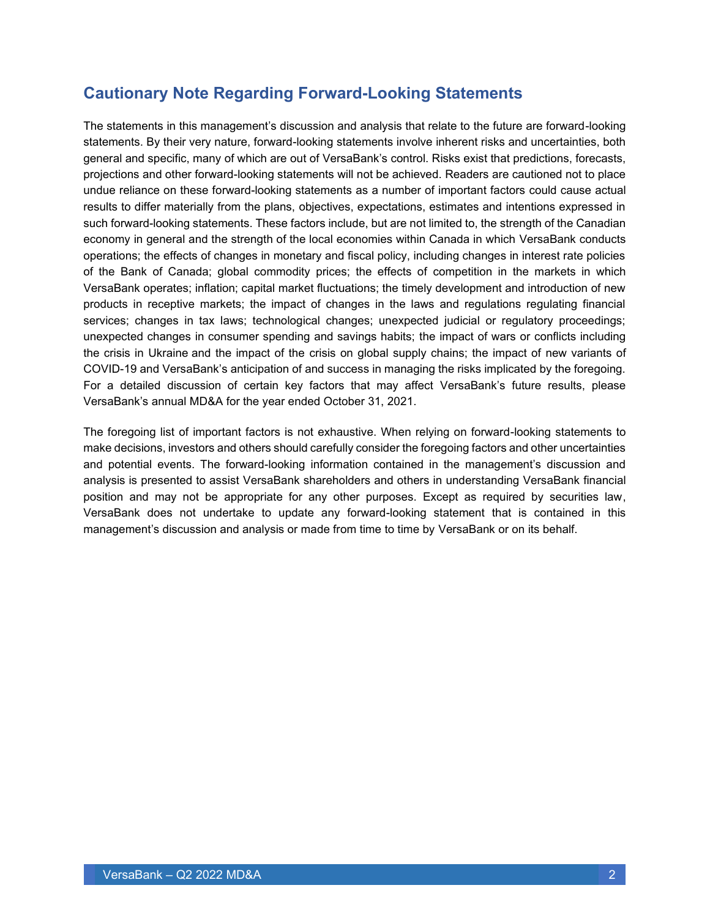## Cautionary Note Regarding Forward-Looking Statements

The statements in this management's discussion and analysis that relate to the future are forward-looking statements. By their very nature, forward-looking statements involve inherent risks and uncertainties, both general and specific, many of which are out of VersaBank's control. Risks exist that predictions, forecasts, projections and other forward-looking statements will not be achieved. Readers are cautioned not to place undue reliance on these forward-looking statements as a number of important factors could cause actual results to differ materially from the plans, objectives, expectations, estimates and intentions expressed in such forward-looking statements. These factors include, but are not limited to, the strength of the Canadian economy in general and the strength of the local economies within Canada in which VersaBank conducts operations; the effects of changes in monetary and fiscal policy, including changes in interest rate policies of the Bank of Canada; global commodity prices; the effects of competition in the markets in which VersaBank operates; inflation; capital market fluctuations; the timely development and introduction of new products in receptive markets; the impact of changes in the laws and regulations regulating financial services; changes in tax laws; technological changes; unexpected judicial or regulatory proceedings; unexpected changes in consumer spending and savings habits; the impact of wars or conflicts including the crisis in Ukraine and the impact of the crisis on global supply chains; the impact of new variants of COVID-19 and VersaBank's anticipation of and success in managing the risks implicated by the foregoing. For a detailed discussion of certain key factors that may affect VersaBank's future results, please VersaBank's annual MD&A for the year ended October 31, 2021.

The foregoing list of important factors is not exhaustive. When relying on forward-looking statements to make decisions, investors and others should carefully consider the foregoing factors and other uncertainties and potential events. The forward-looking information contained in the management's discussion and analysis is presented to assist VersaBank shareholders and others in understanding VersaBank financial position and may not be appropriate for any other purposes. Except as required by securities law, VersaBank does not undertake to update any forward-looking statement that is contained in this management's discussion and analysis or made from time to time by VersaBank or on its behalf.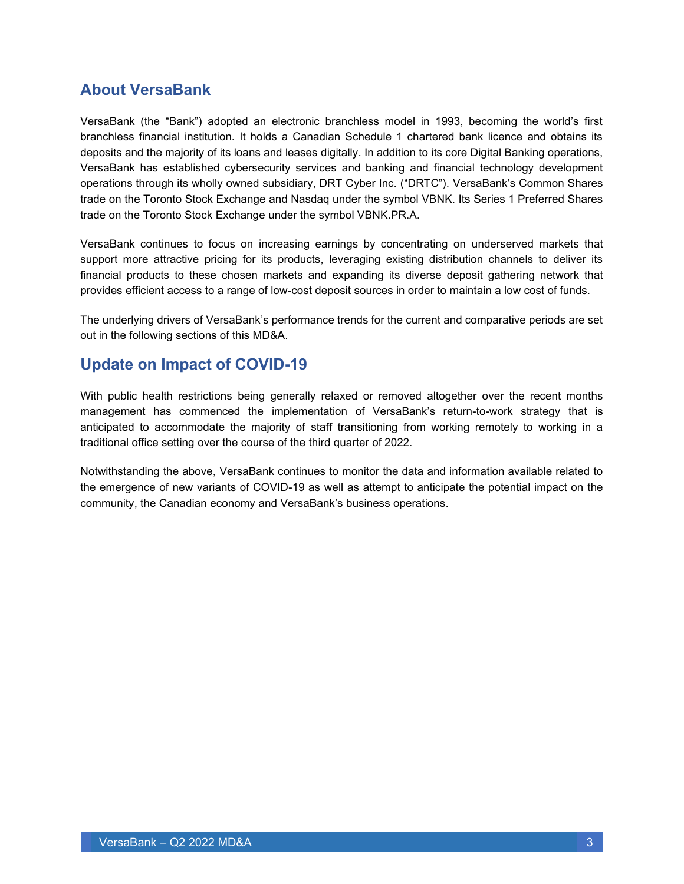## About VersaBank

VersaBank (the "Bank") adopted an electronic branchless model in 1993, becoming the world's first branchless financial institution. It holds a Canadian Schedule 1 chartered bank licence and obtains its deposits and the majority of its loans and leases digitally. In addition to its core Digital Banking operations, VersaBank has established cybersecurity services and banking and financial technology development operations through its wholly owned subsidiary, DRT Cyber Inc. ("DRTC"). VersaBank's Common Shares trade on the Toronto Stock Exchange and Nasdaq under the symbol VBNK. Its Series 1 Preferred Shares trade on the Toronto Stock Exchange under the symbol VBNK.PR.A.

VersaBank continues to focus on increasing earnings by concentrating on underserved markets that support more attractive pricing for its products, leveraging existing distribution channels to deliver its financial products to these chosen markets and expanding its diverse deposit gathering network that provides efficient access to a range of low-cost deposit sources in order to maintain a low cost of funds.

The underlying drivers of VersaBank's performance trends for the current and comparative periods are set out in the following sections of this MD&A.

## Update on Impact of COVID-19

With public health restrictions being generally relaxed or removed altogether over the recent months management has commenced the implementation of VersaBank's return-to-work strategy that is anticipated to accommodate the majority of staff transitioning from working remotely to working in a traditional office setting over the course of the third quarter of 2022.

Notwithstanding the above, VersaBank continues to monitor the data and information available related to the emergence of new variants of COVID-19 as well as attempt to anticipate the potential impact on the community, the Canadian economy and VersaBank's business operations.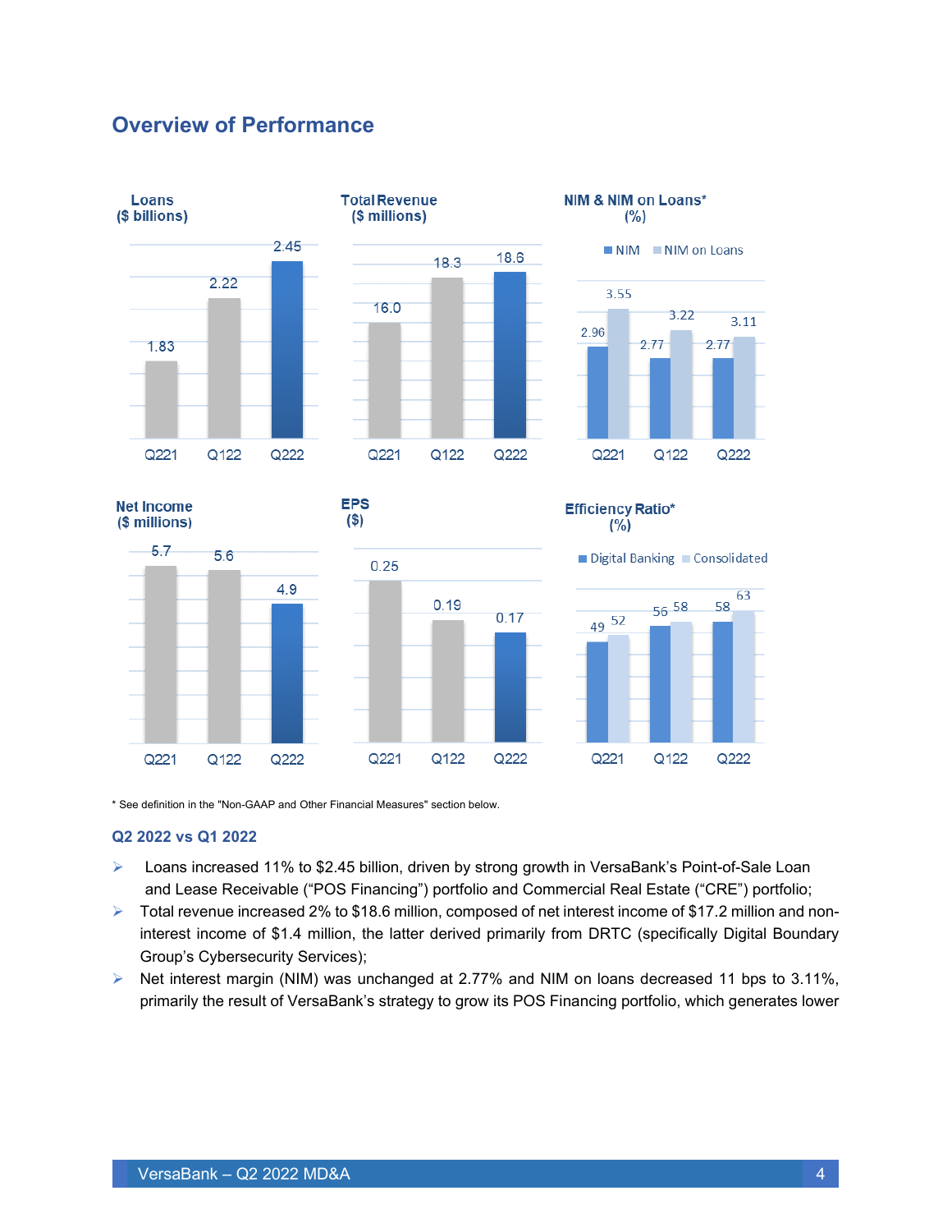## Overview of Performance

**Loans**
**($ billions)**

2.45
2.22
1.83

Q221 Q122 Q222

**Total Revenue**
**($ millions)**

18.3 18.6
16.0

Q221 Q122 Q222

**NIM & NIM on Loans***
**(%)**

NIM NIM on Loans

3.55
3.22 3.11
2.96 2.77 2.77

Q221 Q122 Q222

**Net Income**
**($ millions)**

5.7 5.6
4.9

Q221 Q122 Q222

**EPS**
**($)**

0.25
0.19 0.17

Q221 Q122 Q222

**Efficiency Ratio***
**(%)**

Digital Banking Consolidated

63
56 58 58
49 52

Q221 Q122 Q222

\* See definition in the "Non-GAAP and Other Financial Measures" section below.

**Q2 2022 vs Q1 2022**

- Loans increased 11% to $2.45 billion, driven by strong growth in VersaBank's Point-of-Sale Loan and Lease Receivable ("POS Financing") portfolio and Commercial Real Estate ("CRE") portfolio;
- Total revenue increased 2% to $18.6 million, composed of net interest income of $17.2 million and non-interest income of $1.4 million, the latter derived primarily from DRTC (specifically Digital Boundary Group's Cybersecurity Services);
- Net interest margin (NIM) was unchanged at 2.77% and NIM on loans decreased 11 bps to 3.11%, primarily the result of VersaBank's strategy to grow its POS Financing portfolio, which generates lower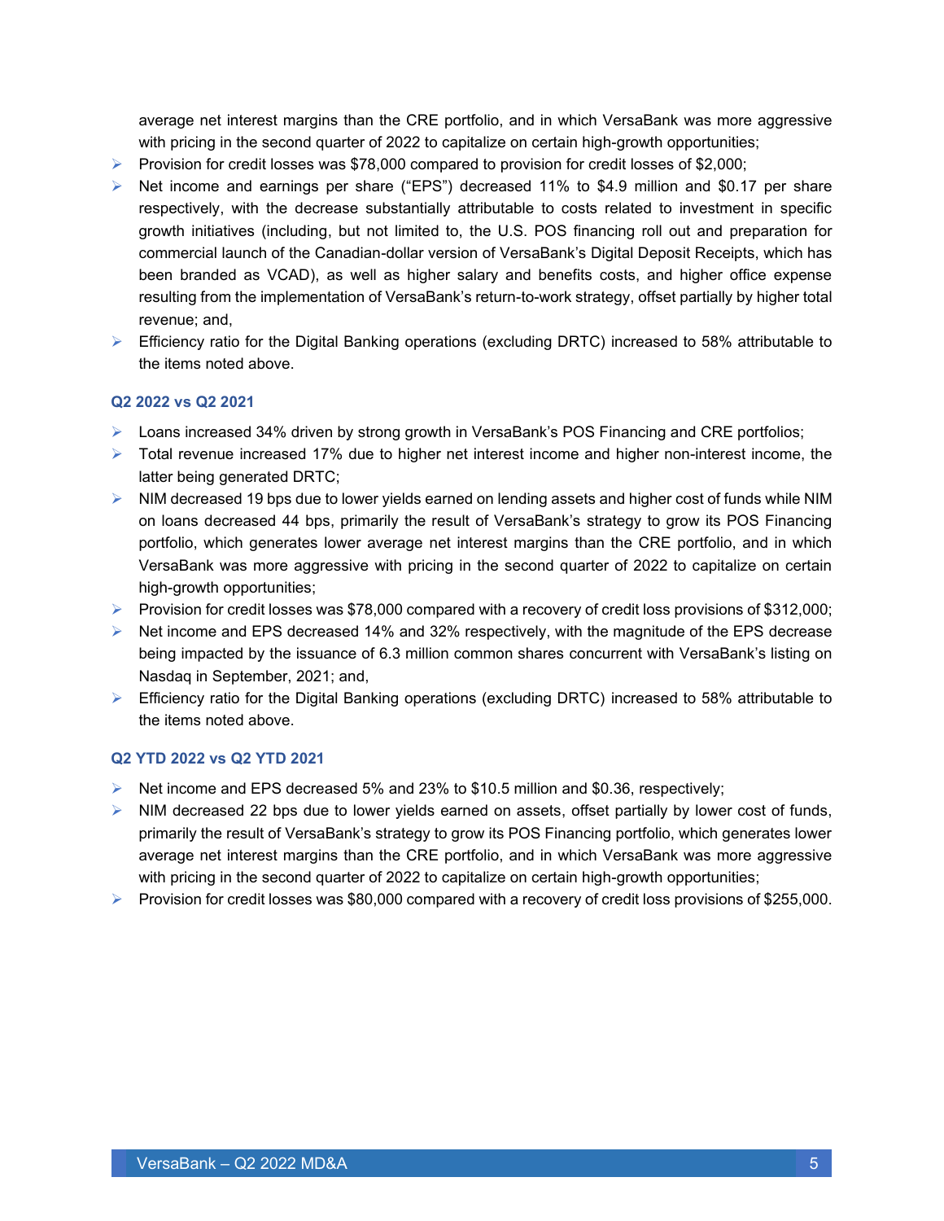average net interest margins than the CRE portfolio, and in which VersaBank was more aggressive with pricing in the second quarter of 2022 to capitalize on certain high-growth opportunities;

- Provision for credit losses was $78,000 compared to provision for credit losses of $2,000;
- Net income and earnings per share ("EPS") decreased 11% to $4.9 million and $0.17 per share respectively, with the decrease substantially attributable to costs related to investment in specific growth initiatives (including, but not limited to, the U.S. POS financing roll out and preparation for commercial launch of the Canadian-dollar version of VersaBank's Digital Deposit Receipts, which has been branded as VCAD), as well as higher salary and benefits costs, and higher office expense resulting from the implementation of VersaBank's return-to-work strategy, offset partially by higher total revenue; and,
- Efficiency ratio for the Digital Banking operations (excluding DRTC) increased to 58% attributable to the items noted above.

### Q2 2022 vs Q2 2021

- Loans increased 34% driven by strong growth in VersaBank's POS Financing and CRE portfolios;
- Total revenue increased 17% due to higher net interest income and higher non-interest income, the latter being generated DRTC;
- NIM decreased 19 bps due to lower yields earned on lending assets and higher cost of funds while NIM on loans decreased 44 bps, primarily the result of VersaBank's strategy to grow its POS Financing portfolio, which generates lower average net interest margins than the CRE portfolio, and in which VersaBank was more aggressive with pricing in the second quarter of 2022 to capitalize on certain high-growth opportunities;
- Provision for credit losses was $78,000 compared with a recovery of credit loss provisions of $312,000;
- Net income and EPS decreased 14% and 32% respectively, with the magnitude of the EPS decrease being impacted by the issuance of 6.3 million common shares concurrent with VersaBank's listing on Nasdaq in September, 2021; and,
- Efficiency ratio for the Digital Banking operations (excluding DRTC) increased to 58% attributable to the items noted above.

### Q2 YTD 2022 vs Q2 YTD 2021

- Net income and EPS decreased 5% and 23% to $10.5 million and $0.36, respectively;
- NIM decreased 22 bps due to lower yields earned on assets, offset partially by lower cost of funds, primarily the result of VersaBank's strategy to grow its POS Financing portfolio, which generates lower average net interest margins than the CRE portfolio, and in which VersaBank was more aggressive with pricing in the second quarter of 2022 to capitalize on certain high-growth opportunities;
- Provision for credit losses was $80,000 compared with a recovery of credit loss provisions of $255,000.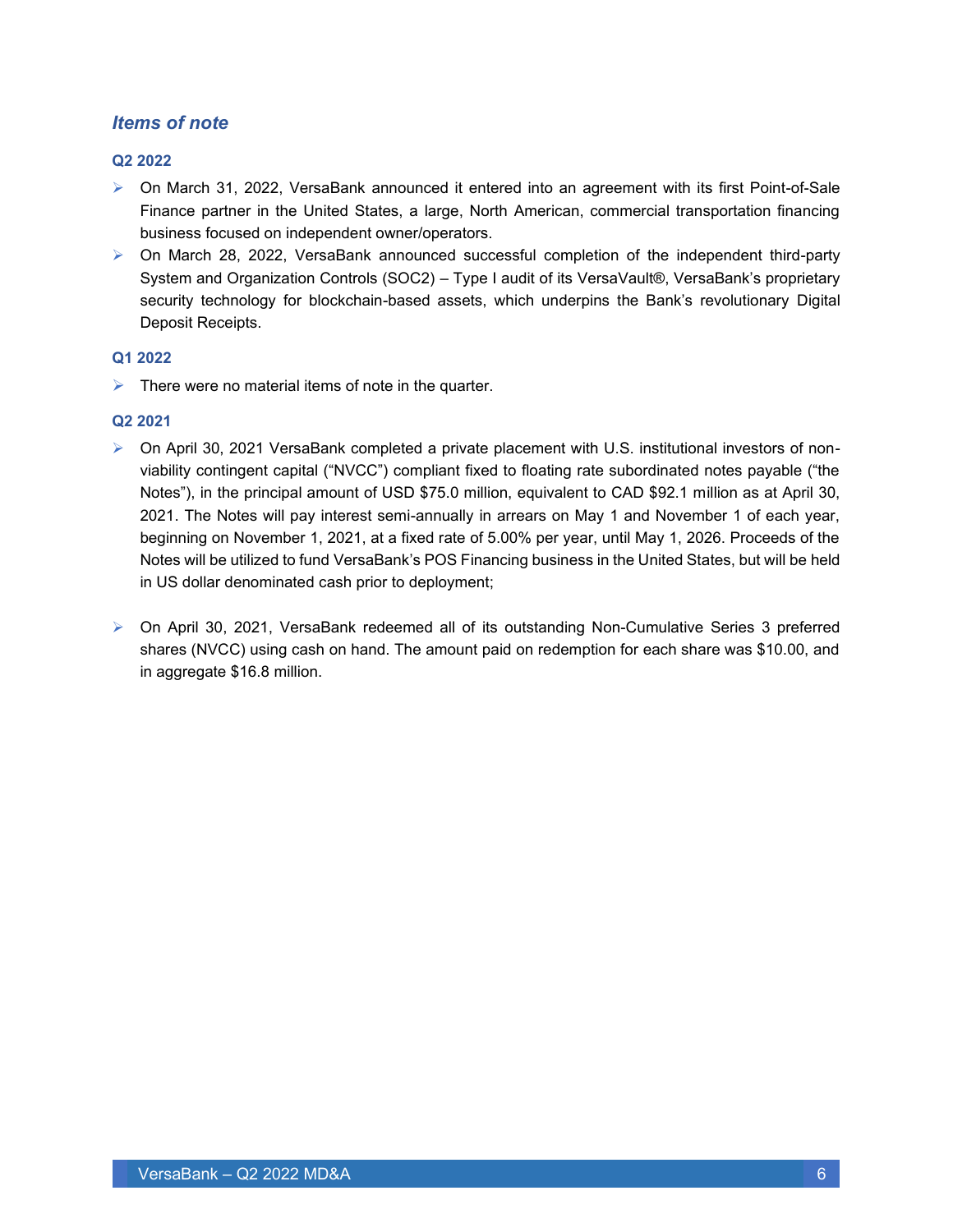## *Items of note*

### Q2 2022

- On March 31, 2022, VersaBank announced it entered into an agreement with its first Point-of-Sale Finance partner in the United States, a large, North American, commercial transportation financing business focused on independent owner/operators.
- On March 28, 2022, VersaBank announced successful completion of the independent third-party System and Organization Controls (SOC2) – Type I audit of its VersaVault®, VersaBank's proprietary security technology for blockchain-based assets, which underpins the Bank's revolutionary Digital Deposit Receipts.

### Q1 2022

- There were no material items of note in the quarter.

### Q2 2021

- On April 30, 2021 VersaBank completed a private placement with U.S. institutional investors of non-viability contingent capital ("NVCC") compliant fixed to floating rate subordinated notes payable ("the Notes"), in the principal amount of USD $75.0 million, equivalent to CAD $92.1 million as at April 30, 2021. The Notes will pay interest semi-annually in arrears on May 1 and November 1 of each year, beginning on November 1, 2021, at a fixed rate of 5.00% per year, until May 1, 2026. Proceeds of the Notes will be utilized to fund VersaBank's POS Financing business in the United States, but will be held in US dollar denominated cash prior to deployment;

- On April 30, 2021, VersaBank redeemed all of its outstanding Non-Cumulative Series 3 preferred shares (NVCC) using cash on hand. The amount paid on redemption for each share was $10.00, and in aggregate $16.8 million.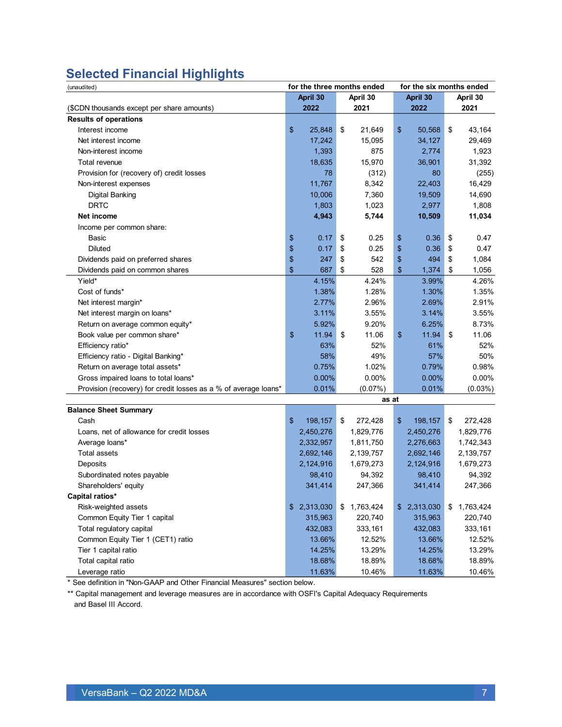## Selected Financial Highlights

| (unaudited) | for the three months ended | | for the six months ended | |
|---|---|---|---|---|
| ($CDN thousands except per share amounts) | April 30 2022 | April 30 2021 | April 30 2022 | April 30 2021 |
| **Results of operations** | | | | |
| Interest income | $ 25,848 | $ 21,649 | $ 50,568 | $ 43,164 |
| Net interest income | 17,242 | 15,095 | 34,127 | 29,469 |
| Non-interest income | 1,393 | 875 | 2,774 | 1,923 |
| Total revenue | 18,635 | 15,970 | 36,901 | 31,392 |
| Provision for (recovery of) credit losses | 78 | (312) | 80 | (255) |
| Non-interest expenses | 11,767 | 8,342 | 22,403 | 16,429 |
| Digital Banking | 10,006 | 7,360 | 19,509 | 14,690 |
| DRTC | 1,803 | 1,023 | 2,977 | 1,808 |
| **Net income** | **4,943** | **5,744** | **10,509** | **11,034** |
| Income per common share: | | | | |
| Basic | $ 0.17 | $ 0.25 | $ 0.36 | $ 0.47 |
| Diluted | $ 0.17 | $ 0.25 | $ 0.36 | $ 0.47 |
| Dividends paid on preferred shares | $ 247 | $ 542 | $ 494 | $ 1,084 |
| Dividends paid on common shares | $ 687 | $ 528 | $ 1,374 | $ 1,056 |
| Yield* | 4.15% | 4.24% | 3.99% | 4.26% |
| Cost of funds* | 1.38% | 1.28% | 1.30% | 1.35% |
| Net interest margin* | 2.77% | 2.96% | 2.69% | 2.91% |
| Net interest margin on loans* | 3.11% | 3.55% | 3.14% | 3.55% |
| Return on average common equity* | 5.92% | 9.20% | 6.25% | 8.73% |
| Book value per common share* | $ 11.94 | $ 11.06 | $ 11.94 | $ 11.06 |
| Efficiency ratio* | 63% | 52% | 61% | 52% |
| Efficiency ratio - Digital Banking* | 58% | 49% | 57% | 50% |
| Return on average total assets* | 0.75% | 1.02% | 0.79% | 0.98% |
| Gross impaired loans to total loans* | 0.00% | 0.00% | 0.00% | 0.00% |
| Provision (recovery) for credit losses as a % of average loans* | 0.01% | (0.07%) | 0.01% | (0.03%) |
| | | as at | | |
| **Balance Sheet Summary** | | | | |
| Cash | $ 198,157 | $ 272,428 | $ 198,157 | $ 272,428 |
| Loans, net of allowance for credit losses | 2,450,276 | 1,829,776 | 2,450,276 | 1,829,776 |
| Average loans* | 2,332,957 | 1,811,750 | 2,276,663 | 1,742,343 |
| Total assets | 2,692,146 | 2,139,757 | 2,692,146 | 2,139,757 |
| Deposits | 2,124,916 | 1,679,273 | 2,124,916 | 1,679,273 |
| Subordinated notes payable | 98,410 | 94,392 | 98,410 | 94,392 |
| Shareholders' equity | 341,414 | 247,366 | 341,414 | 247,366 |
| **Capital ratios*** | | | | |
| Risk-weighted assets | $ 2,313,030 | $ 1,763,424 | $ 2,313,030 | $ 1,763,424 |
| Common Equity Tier 1 capital | 315,963 | 220,740 | 315,963 | 220,740 |
| Total regulatory capital | 432,083 | 333,161 | 432,083 | 333,161 |
| Common Equity Tier 1 (CET1) ratio | 13.66% | 12.52% | 13.66% | 12.52% |
| Tier 1 capital ratio | 14.25% | 13.29% | 14.25% | 13.29% |
| Total capital ratio | 18.68% | 18.89% | 18.68% | 18.89% |
| Leverage ratio | 11.63% | 10.46% | 11.63% | 10.46% |

* See definition in "Non-GAAP and Other Financial Measures" section below.

** Capital management and leverage measures are in accordance with OSFI's Capital Adequacy Requirements and Basel III Accord.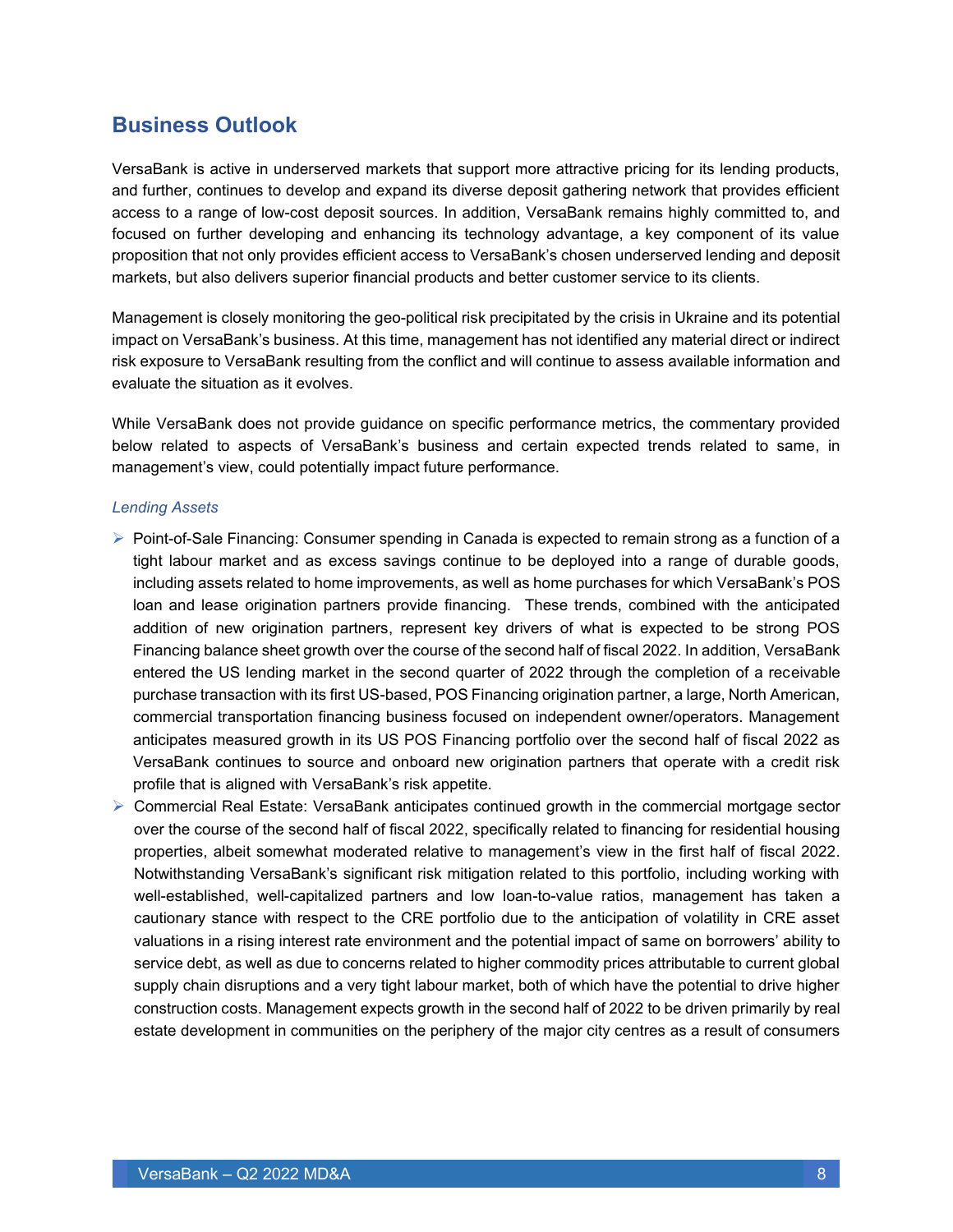## Business Outlook

VersaBank is active in underserved markets that support more attractive pricing for its lending products, and further, continues to develop and expand its diverse deposit gathering network that provides efficient access to a range of low-cost deposit sources. In addition, VersaBank remains highly committed to, and focused on further developing and enhancing its technology advantage, a key component of its value proposition that not only provides efficient access to VersaBank's chosen underserved lending and deposit markets, but also delivers superior financial products and better customer service to its clients.

Management is closely monitoring the geo-political risk precipitated by the crisis in Ukraine and its potential impact on VersaBank's business. At this time, management has not identified any material direct or indirect risk exposure to VersaBank resulting from the conflict and will continue to assess available information and evaluate the situation as it evolves.

While VersaBank does not provide guidance on specific performance metrics, the commentary provided below related to aspects of VersaBank's business and certain expected trends related to same, in management's view, could potentially impact future performance.

*Lending Assets*

- Point-of-Sale Financing: Consumer spending in Canada is expected to remain strong as a function of a tight labour market and as excess savings continue to be deployed into a range of durable goods, including assets related to home improvements, as well as home purchases for which VersaBank's POS loan and lease origination partners provide financing. These trends, combined with the anticipated addition of new origination partners, represent key drivers of what is expected to be strong POS Financing balance sheet growth over the course of the second half of fiscal 2022. In addition, VersaBank entered the US lending market in the second quarter of 2022 through the completion of a receivable purchase transaction with its first US-based, POS Financing origination partner, a large, North American, commercial transportation financing business focused on independent owner/operators. Management anticipates measured growth in its US POS Financing portfolio over the second half of fiscal 2022 as VersaBank continues to source and onboard new origination partners that operate with a credit risk profile that is aligned with VersaBank's risk appetite.
- Commercial Real Estate: VersaBank anticipates continued growth in the commercial mortgage sector over the course of the second half of fiscal 2022, specifically related to financing for residential housing properties, albeit somewhat moderated relative to management's view in the first half of fiscal 2022. Notwithstanding VersaBank's significant risk mitigation related to this portfolio, including working with well-established, well-capitalized partners and low loan-to-value ratios, management has taken a cautionary stance with respect to the CRE portfolio due to the anticipation of volatility in CRE asset valuations in a rising interest rate environment and the potential impact of same on borrowers' ability to service debt, as well as due to concerns related to higher commodity prices attributable to current global supply chain disruptions and a very tight labour market, both of which have the potential to drive higher construction costs. Management expects growth in the second half of 2022 to be driven primarily by real estate development in communities on the periphery of the major city centres as a result of consumers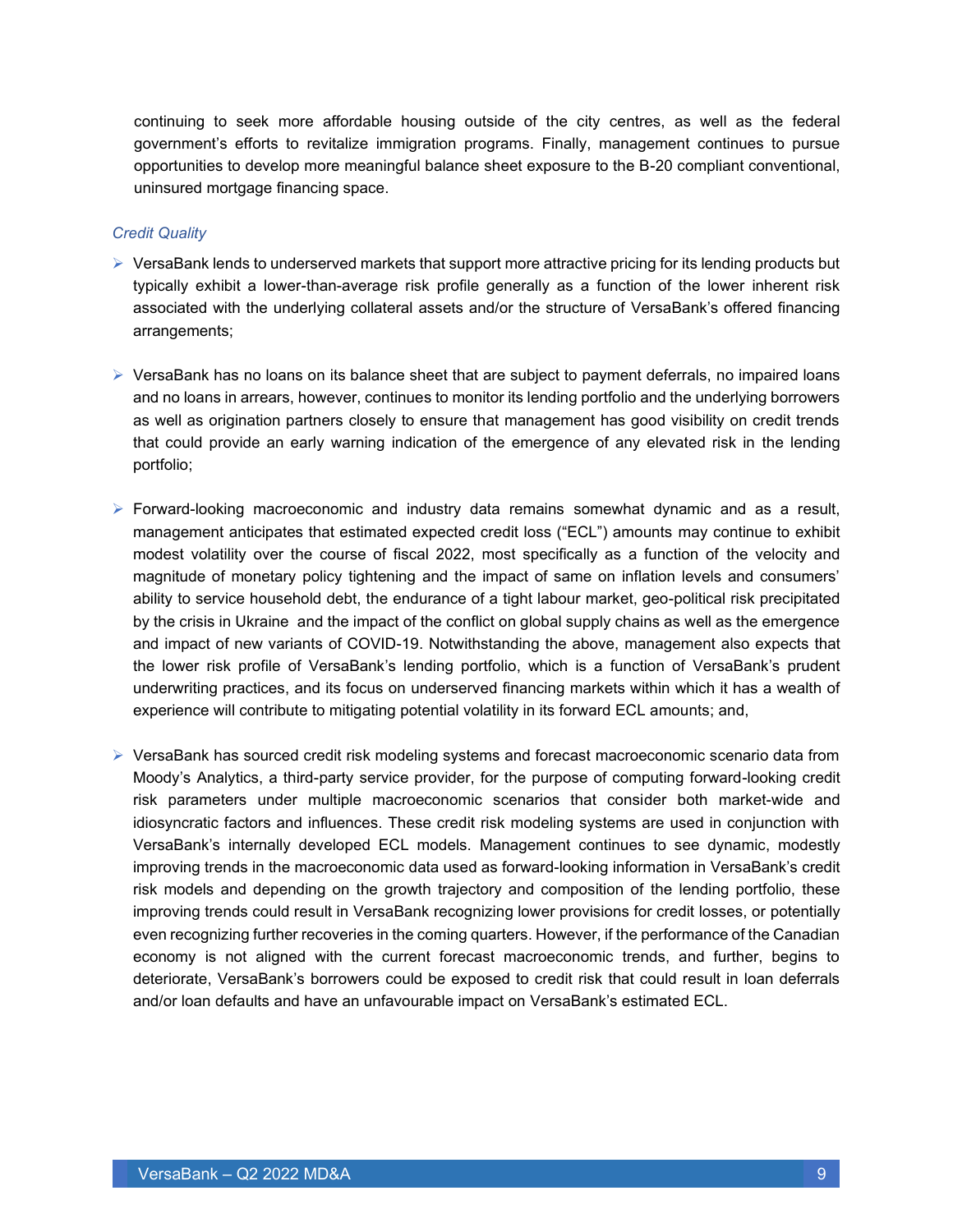continuing to seek more affordable housing outside of the city centres, as well as the federal government's efforts to revitalize immigration programs. Finally, management continues to pursue opportunities to develop more meaningful balance sheet exposure to the B-20 compliant conventional, uninsured mortgage financing space.

*Credit Quality*

- VersaBank lends to underserved markets that support more attractive pricing for its lending products but typically exhibit a lower-than-average risk profile generally as a function of the lower inherent risk associated with the underlying collateral assets and/or the structure of VersaBank's offered financing arrangements;

- VersaBank has no loans on its balance sheet that are subject to payment deferrals, no impaired loans and no loans in arrears, however, continues to monitor its lending portfolio and the underlying borrowers as well as origination partners closely to ensure that management has good visibility on credit trends that could provide an early warning indication of the emergence of any elevated risk in the lending portfolio;

- Forward-looking macroeconomic and industry data remains somewhat dynamic and as a result, management anticipates that estimated expected credit loss ("ECL") amounts may continue to exhibit modest volatility over the course of fiscal 2022, most specifically as a function of the velocity and magnitude of monetary policy tightening and the impact of same on inflation levels and consumers' ability to service household debt, the endurance of a tight labour market, geo-political risk precipitated by the crisis in Ukraine and the impact of the conflict on global supply chains as well as the emergence and impact of new variants of COVID-19. Notwithstanding the above, management also expects that the lower risk profile of VersaBank's lending portfolio, which is a function of VersaBank's prudent underwriting practices, and its focus on underserved financing markets within which it has a wealth of experience will contribute to mitigating potential volatility in its forward ECL amounts; and,

- VersaBank has sourced credit risk modeling systems and forecast macroeconomic scenario data from Moody's Analytics, a third-party service provider, for the purpose of computing forward-looking credit risk parameters under multiple macroeconomic scenarios that consider both market-wide and idiosyncratic factors and influences. These credit risk modeling systems are used in conjunction with VersaBank's internally developed ECL models. Management continues to see dynamic, modestly improving trends in the macroeconomic data used as forward-looking information in VersaBank's credit risk models and depending on the growth trajectory and composition of the lending portfolio, these improving trends could result in VersaBank recognizing lower provisions for credit losses, or potentially even recognizing further recoveries in the coming quarters. However, if the performance of the Canadian economy is not aligned with the current forecast macroeconomic trends, and further, begins to deteriorate, VersaBank's borrowers could be exposed to credit risk that could result in loan deferrals and/or loan defaults and have an unfavourable impact on VersaBank's estimated ECL.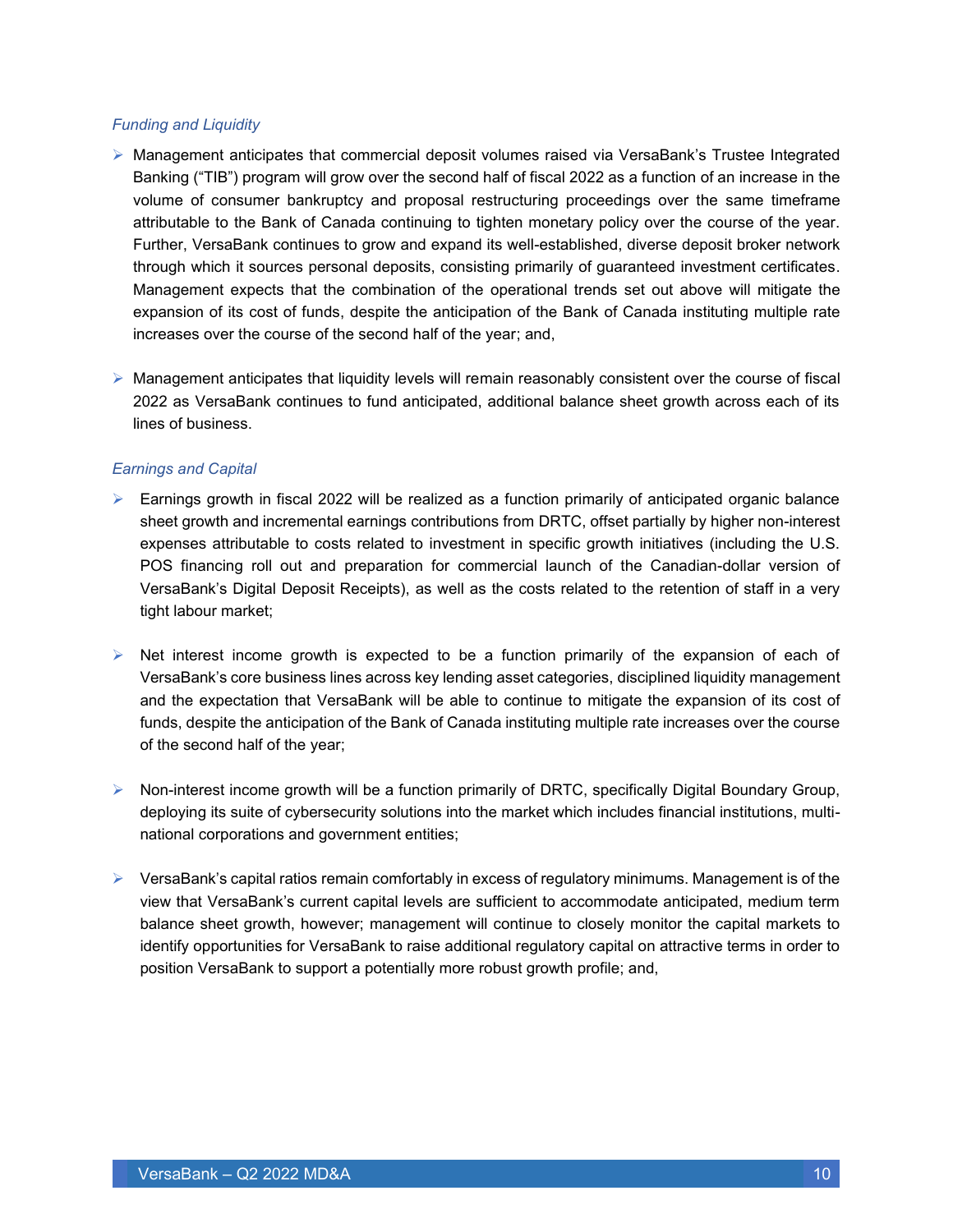*Funding and Liquidity*

- Management anticipates that commercial deposit volumes raised via VersaBank's Trustee Integrated Banking ("TIB") program will grow over the second half of fiscal 2022 as a function of an increase in the volume of consumer bankruptcy and proposal restructuring proceedings over the same timeframe attributable to the Bank of Canada continuing to tighten monetary policy over the course of the year. Further, VersaBank continues to grow and expand its well-established, diverse deposit broker network through which it sources personal deposits, consisting primarily of guaranteed investment certificates. Management expects that the combination of the operational trends set out above will mitigate the expansion of its cost of funds, despite the anticipation of the Bank of Canada instituting multiple rate increases over the course of the second half of the year; and,

- Management anticipates that liquidity levels will remain reasonably consistent over the course of fiscal 2022 as VersaBank continues to fund anticipated, additional balance sheet growth across each of its lines of business.

*Earnings and Capital*

- Earnings growth in fiscal 2022 will be realized as a function primarily of anticipated organic balance sheet growth and incremental earnings contributions from DRTC, offset partially by higher non-interest expenses attributable to costs related to investment in specific growth initiatives (including the U.S. POS financing roll out and preparation for commercial launch of the Canadian-dollar version of VersaBank's Digital Deposit Receipts), as well as the costs related to the retention of staff in a very tight labour market;

- Net interest income growth is expected to be a function primarily of the expansion of each of VersaBank's core business lines across key lending asset categories, disciplined liquidity management and the expectation that VersaBank will be able to continue to mitigate the expansion of its cost of funds, despite the anticipation of the Bank of Canada instituting multiple rate increases over the course of the second half of the year;

- Non-interest income growth will be a function primarily of DRTC, specifically Digital Boundary Group, deploying its suite of cybersecurity solutions into the market which includes financial institutions, multi-national corporations and government entities;

- VersaBank's capital ratios remain comfortably in excess of regulatory minimums. Management is of the view that VersaBank's current capital levels are sufficient to accommodate anticipated, medium term balance sheet growth, however; management will continue to closely monitor the capital markets to identify opportunities for VersaBank to raise additional regulatory capital on attractive terms in order to position VersaBank to support a potentially more robust growth profile; and,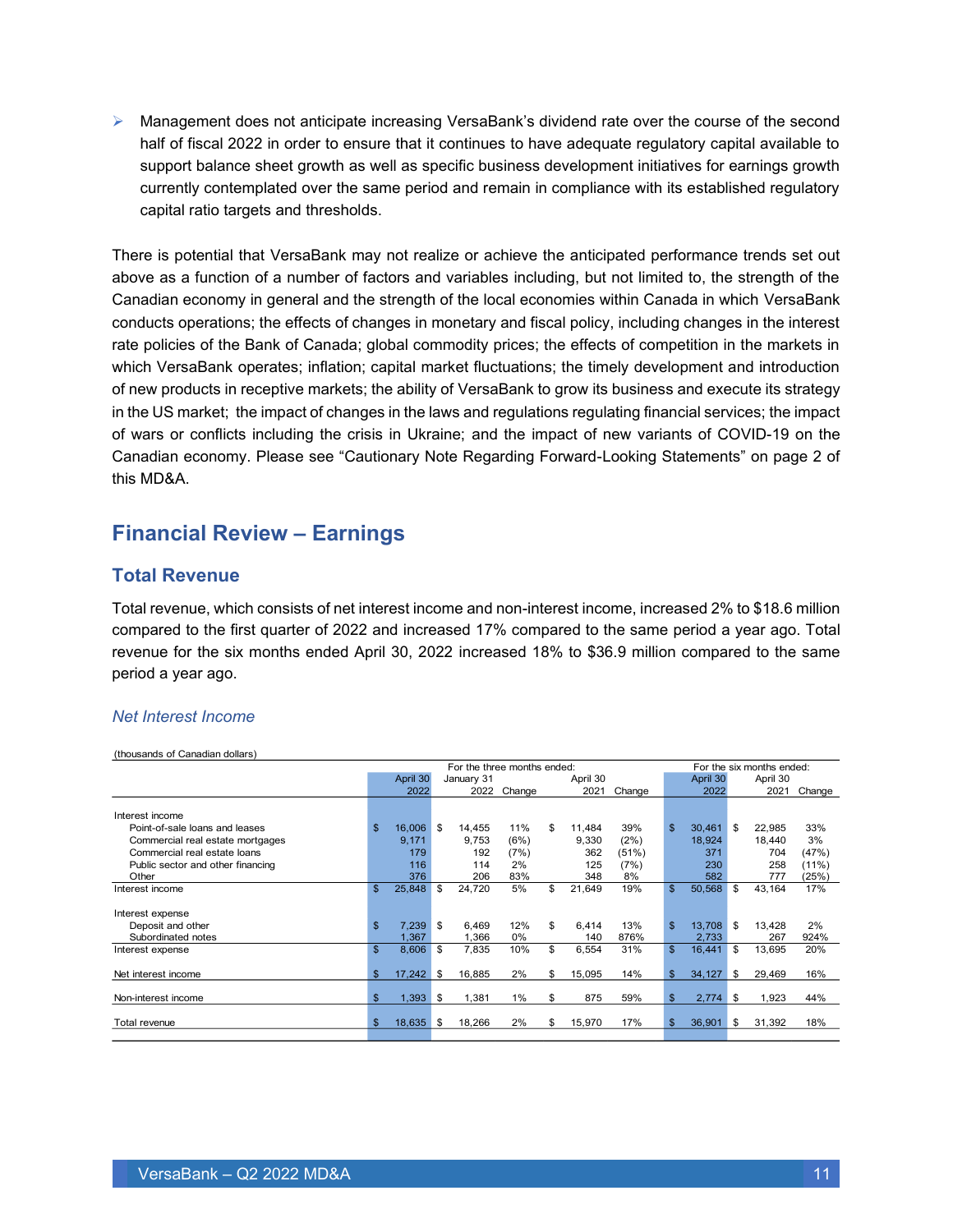- Management does not anticipate increasing VersaBank's dividend rate over the course of the second half of fiscal 2022 in order to ensure that it continues to have adequate regulatory capital available to support balance sheet growth as well as specific business development initiatives for earnings growth currently contemplated over the same period and remain in compliance with its established regulatory capital ratio targets and thresholds.

There is potential that VersaBank may not realize or achieve the anticipated performance trends set out above as a function of a number of factors and variables including, but not limited to, the strength of the Canadian economy in general and the strength of the local economies within Canada in which VersaBank conducts operations; the effects of changes in monetary and fiscal policy, including changes in the interest rate policies of the Bank of Canada; global commodity prices; the effects of competition in the markets in which VersaBank operates; inflation; capital market fluctuations; the timely development and introduction of new products in receptive markets; the ability of VersaBank to grow its business and execute its strategy in the US market; the impact of changes in the laws and regulations regulating financial services; the impact of wars or conflicts including the crisis in Ukraine; and the impact of new variants of COVID-19 on the Canadian economy. Please see "Cautionary Note Regarding Forward-Looking Statements" on page 2 of this MD&A.

## Financial Review – Earnings

### Total Revenue

Total revenue, which consists of net interest income and non-interest income, increased 2% to $18.6 million compared to the first quarter of 2022 and increased 17% compared to the same period a year ago. Total revenue for the six months ended April 30, 2022 increased 18% to $36.9 million compared to the same period a year ago.

*Net Interest Income*

(thousands of Canadian dollars)

| | For the three months ended: | | | | | For the six months ended: | | |
|---|---|---|---|---|---|---|---|---|
| | April 30 2022 | January 31 2022 | Change | April 30 2021 | Change | April 30 2022 | April 30 2021 | Change |
| **Interest income** | | | | | | | | |
| Point-of-sale loans and leases | $ 16,006 | $ 14,455 | 11% | $ 11,484 | 39% | $ 30,461 | $ 22,985 | 33% |
| Commercial real estate mortgages | 9,171 | 9,753 | (6%) | 9,330 | (2%) | 18,924 | 18,440 | 3% |
| Commercial real estate loans | 179 | 192 | (7%) | 362 | (51%) | 371 | 704 | (47%) |
| Public sector and other financing | 116 | 114 | 2% | 125 | (7%) | 230 | 258 | (11%) |
| Other | 376 | 206 | 83% | 348 | 8% | 582 | 777 | (25%) |
| Interest income | $ 25,848 | $ 24,720 | 5% | $ 21,649 | 19% | $ 50,568 | $ 43,164 | 17% |
| **Interest expense** | | | | | | | | |
| Deposit and other | $ 7,239 | $ 6,469 | 12% | $ 6,414 | 13% | $ 13,708 | $ 13,428 | 2% |
| Subordinated notes | 1,367 | 1,366 | 0% | 140 | 876% | 2,733 | 267 | 924% |
| Interest expense | $ 8,606 | $ 7,835 | 10% | $ 6,554 | 31% | $ 16,441 | $ 13,695 | 20% |
| Net interest income | $ 17,242 | $ 16,885 | 2% | $ 15,095 | 14% | $ 34,127 | $ 29,469 | 16% |
| Non-interest income | $ 1,393 | $ 1,381 | 1% | $ 875 | 59% | $ 2,774 | $ 1,923 | 44% |
| Total revenue | $ 18,635 | $ 18,266 | 2% | $ 15,970 | 17% | $ 36,901 | $ 31,392 | 18% |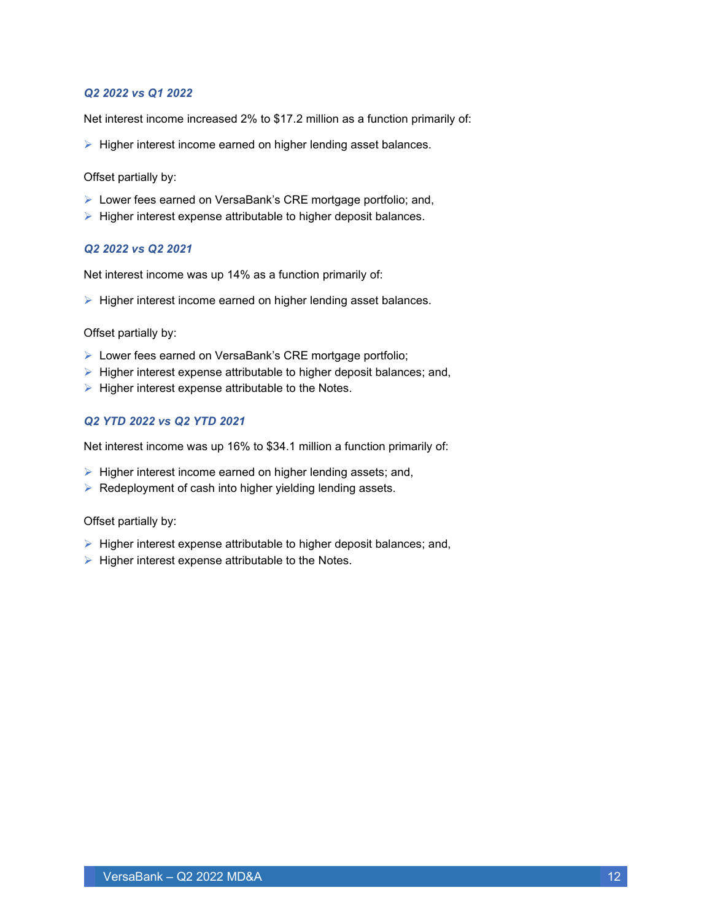***Q2 2022 vs Q1 2022***

Net interest income increased 2% to $17.2 million as a function primarily of:

- Higher interest income earned on higher lending asset balances.

Offset partially by:

- Lower fees earned on VersaBank's CRE mortgage portfolio; and,
- Higher interest expense attributable to higher deposit balances.

***Q2 2022 vs Q2 2021***

Net interest income was up 14% as a function primarily of:

- Higher interest income earned on higher lending asset balances.

Offset partially by:

- Lower fees earned on VersaBank's CRE mortgage portfolio;
- Higher interest expense attributable to higher deposit balances; and,
- Higher interest expense attributable to the Notes.

***Q2 YTD 2022 vs Q2 YTD 2021***

Net interest income was up 16% to $34.1 million a function primarily of:

- Higher interest income earned on higher lending assets; and,
- Redeployment of cash into higher yielding lending assets.

Offset partially by:

- Higher interest expense attributable to higher deposit balances; and,
- Higher interest expense attributable to the Notes.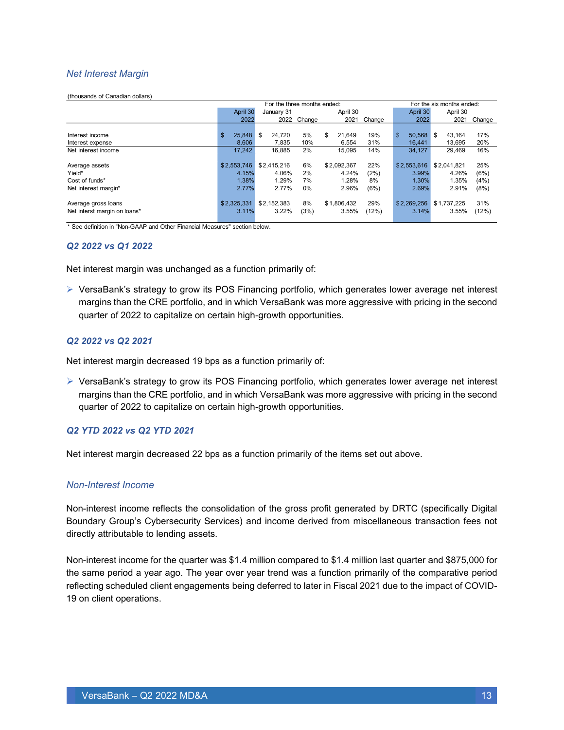## Net Interest Margin

(thousands of Canadian dollars)

| | For the three months ended: | | | | | For the six months ended: | | |
|---|---|---|---|---|---|---|---|---|
| | April 30 2022 | January 31 2022 | Change | April 30 2021 | Change | April 30 2022 | April 30 2021 | Change |
| Interest income | $ 25,848 | $ 24,720 | 5% | $ 21,649 | 19% | $ 50,568 | $ 43,164 | 17% |
| Interest expense | 8,606 | 7,835 | 10% | 6,554 | 31% | 16,441 | 13,695 | 20% |
| Net interest income | 17,242 | 16,885 | 2% | 15,095 | 14% | 34,127 | 29,469 | 16% |
| Average assets | $2,553,746 | $2,415,216 | 6% | $2,092,367 | 22% | $2,553,616 | $2,041,821 | 25% |
| Yield* | 4.15% | 4.06% | 2% | 4.24% | (2%) | 3.99% | 4.26% | (6%) |
| Cost of funds* | 1.38% | 1.29% | 7% | 1.28% | 8% | 1.30% | 1.35% | (4%) |
| Net interest margin* | 2.77% | 2.77% | 0% | 2.96% | (6%) | 2.69% | 2.91% | (8%) |
| Average gross loans | $2,325,331 | $2,152,383 | 8% | $1,806,432 | 29% | $2,269,256 | $1,737,225 | 31% |
| Net interst margin on loans* | 3.11% | 3.22% | (3%) | 3.55% | (12%) | 3.14% | 3.55% | (12%) |

* See definition in "Non-GAAP and Other Financial Measures" section below.

### *Q2 2022 vs Q1 2022*

Net interest margin was unchanged as a function primarily of:

- VersaBank's strategy to grow its POS Financing portfolio, which generates lower average net interest margins than the CRE portfolio, and in which VersaBank was more aggressive with pricing in the second quarter of 2022 to capitalize on certain high-growth opportunities.

### *Q2 2022 vs Q2 2021*

Net interest margin decreased 19 bps as a function primarily of:

- VersaBank's strategy to grow its POS Financing portfolio, which generates lower average net interest margins than the CRE portfolio, and in which VersaBank was more aggressive with pricing in the second quarter of 2022 to capitalize on certain high-growth opportunities.

### *Q2 YTD 2022 vs Q2 YTD 2021*

Net interest margin decreased 22 bps as a function primarily of the items set out above.

## Non-Interest Income

Non-interest income reflects the consolidation of the gross profit generated by DRTC (specifically Digital Boundary Group's Cybersecurity Services) and income derived from miscellaneous transaction fees not directly attributable to lending assets.

Non-interest income for the quarter was $1.4 million compared to $1.4 million last quarter and $875,000 for the same period a year ago. The year over year trend was a function primarily of the comparative period reflecting scheduled client engagements being deferred to later in Fiscal 2021 due to the impact of COVID-19 on client operations.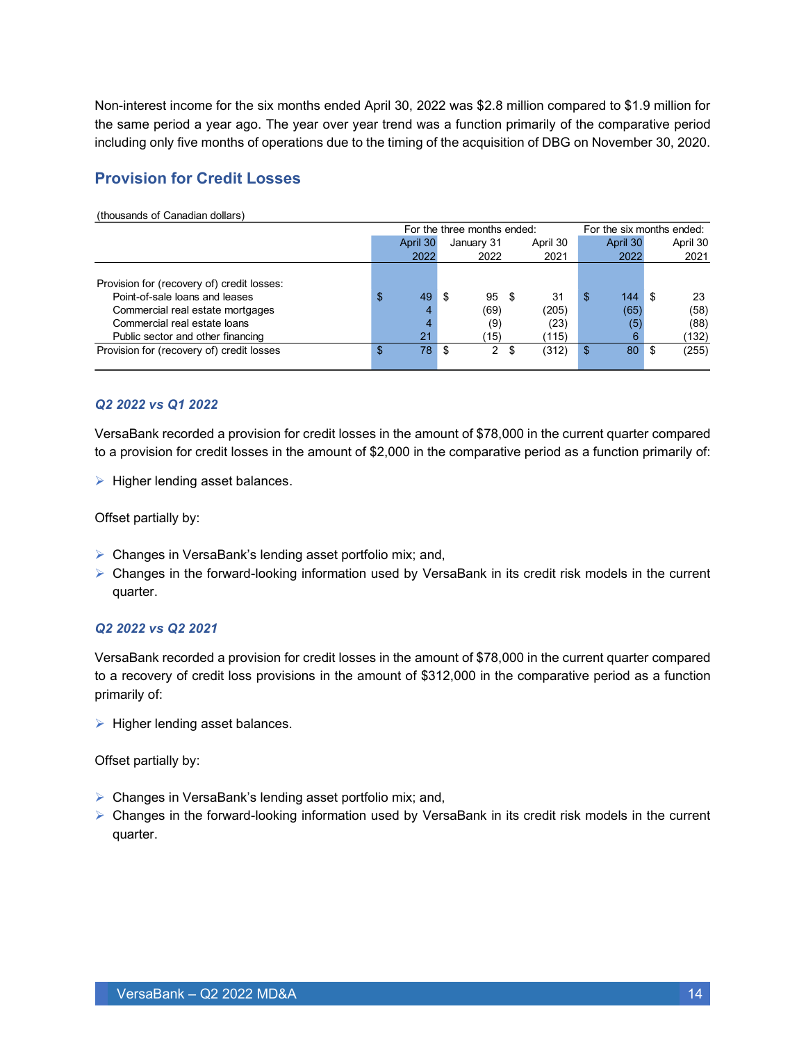Non-interest income for the six months ended April 30, 2022 was $2.8 million compared to $1.9 million for the same period a year ago. The year over year trend was a function primarily of the comparative period including only five months of operations due to the timing of the acquisition of DBG on November 30, 2020.

## Provision for Credit Losses

(thousands of Canadian dollars)

| | For the three months ended: | | | For the six months ended: | |
|---|---|---|---|---|---|
| | April 30 2022 | January 31 2022 | April 30 2021 | April 30 2022 | April 30 2021 |
| Provision for (recovery of) credit losses: | | | | | |
| Point-of-sale loans and leases | $ 49 | $ 95 | $ 31 | $ 144 | $ 23 |
| Commercial real estate mortgages | 4 | (69) | (205) | (65) | (58) |
| Commercial real estate loans | 4 | (9) | (23) | (5) | (88) |
| Public sector and other financing | 21 | (15) | (115) | 6 | (132) |
| Provision for (recovery of) credit losses | $ 78 | $ 2 | $ (312) | $ 80 | $ (255) |

### *Q2 2022 vs Q1 2022*

VersaBank recorded a provision for credit losses in the amount of $78,000 in the current quarter compared to a provision for credit losses in the amount of $2,000 in the comparative period as a function primarily of:

- Higher lending asset balances.

Offset partially by:

- Changes in VersaBank's lending asset portfolio mix; and,
- Changes in the forward-looking information used by VersaBank in its credit risk models in the current quarter.

### *Q2 2022 vs Q2 2021*

VersaBank recorded a provision for credit losses in the amount of $78,000 in the current quarter compared to a recovery of credit loss provisions in the amount of $312,000 in the comparative period as a function primarily of:

- Higher lending asset balances.

Offset partially by:

- Changes in VersaBank's lending asset portfolio mix; and,
- Changes in the forward-looking information used by VersaBank in its credit risk models in the current quarter.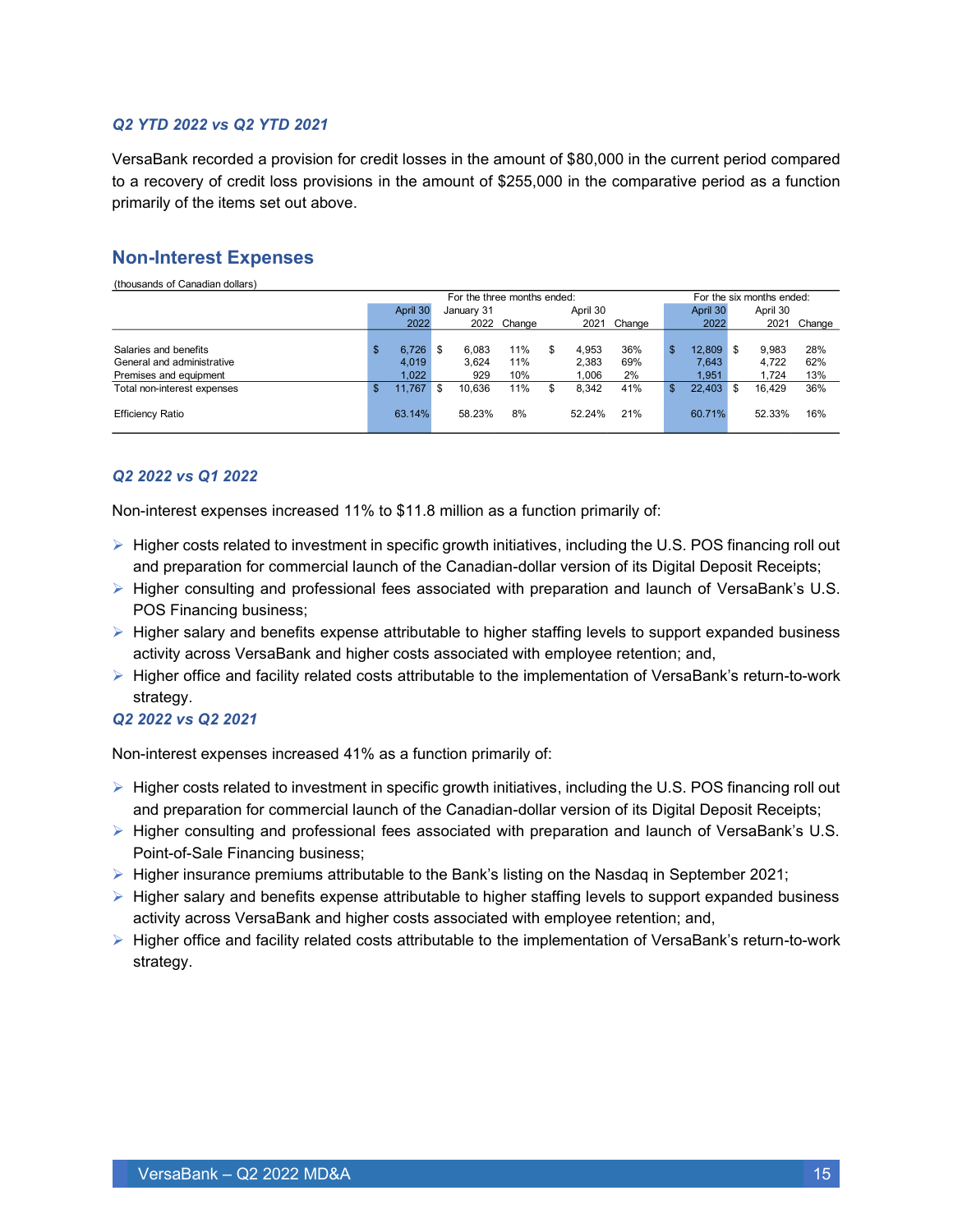### *Q2 YTD 2022 vs Q2 YTD 2021*

VersaBank recorded a provision for credit losses in the amount of $80,000 in the current period compared to a recovery of credit loss provisions in the amount of $255,000 in the comparative period as a function primarily of the items set out above.

## Non-Interest Expenses

(thousands of Canadian dollars)

| | For the three months ended: | | | | | For the six months ended: | | |
|---|---|---|---|---|---|---|---|---|
| | April 30 2022 | January 31 2022 | Change | April 30 2021 | Change | April 30 2022 | April 30 2021 | Change |
| Salaries and benefits | $ 6,726 | $ 6,083 | 11% | $ 4,953 | 36% | $ 12,809 | $ 9,983 | 28% |
| General and administrative | 4,019 | 3,624 | 11% | 2,383 | 69% | 7,643 | 4,722 | 62% |
| Premises and equipment | 1,022 | 929 | 10% | 1,006 | 2% | 1,951 | 1,724 | 13% |
| Total non-interest expenses | $ 11,767 | $ 10,636 | 11% | $ 8,342 | 41% | $ 22,403 | $ 16,429 | 36% |
| Efficiency Ratio | 63.14% | 58.23% | 8% | 52.24% | 21% | 60.71% | 52.33% | 16% |

### *Q2 2022 vs Q1 2022*

Non-interest expenses increased 11% to $11.8 million as a function primarily of:

- Higher costs related to investment in specific growth initiatives, including the U.S. POS financing roll out and preparation for commercial launch of the Canadian-dollar version of its Digital Deposit Receipts;
- Higher consulting and professional fees associated with preparation and launch of VersaBank's U.S. POS Financing business;
- Higher salary and benefits expense attributable to higher staffing levels to support expanded business activity across VersaBank and higher costs associated with employee retention; and,
- Higher office and facility related costs attributable to the implementation of VersaBank's return-to-work strategy.

### *Q2 2022 vs Q2 2021*

Non-interest expenses increased 41% as a function primarily of:

- Higher costs related to investment in specific growth initiatives, including the U.S. POS financing roll out and preparation for commercial launch of the Canadian-dollar version of its Digital Deposit Receipts;
- Higher consulting and professional fees associated with preparation and launch of VersaBank's U.S. Point-of-Sale Financing business;
- Higher insurance premiums attributable to the Bank's listing on the Nasdaq in September 2021;
- Higher salary and benefits expense attributable to higher staffing levels to support expanded business activity across VersaBank and higher costs associated with employee retention; and,
- Higher office and facility related costs attributable to the implementation of VersaBank's return-to-work strategy.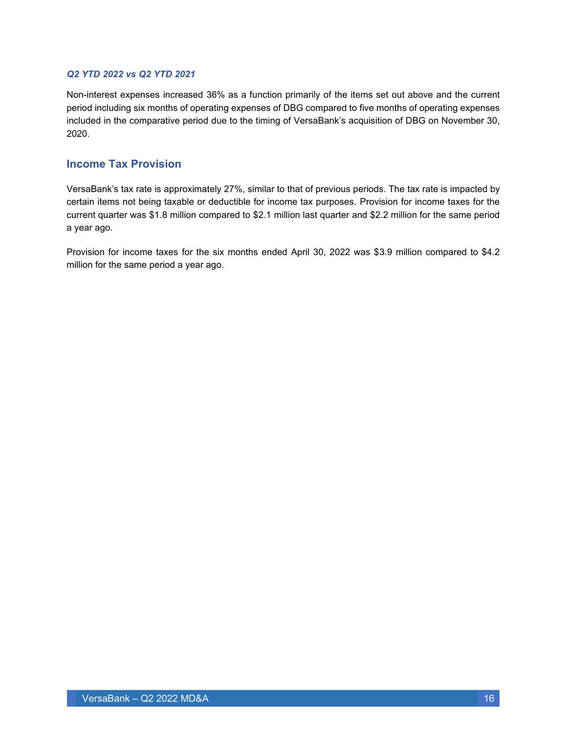*Q2 YTD 2022 vs Q2 YTD 2021*

Non-interest expenses increased 36% as a function primarily of the items set out above and the current period including six months of operating expenses of DBG compared to five months of operating expenses included in the comparative period due to the timing of VersaBank's acquisition of DBG on November 30, 2020.

## Income Tax Provision

VersaBank's tax rate is approximately 27%, similar to that of previous periods. The tax rate is impacted by certain items not being taxable or deductible for income tax purposes. Provision for income taxes for the current quarter was $1.8 million compared to $2.1 million last quarter and $2.2 million for the same period a year ago.

Provision for income taxes for the six months ended April 30, 2022 was $3.9 million compared to $4.2 million for the same period a year ago.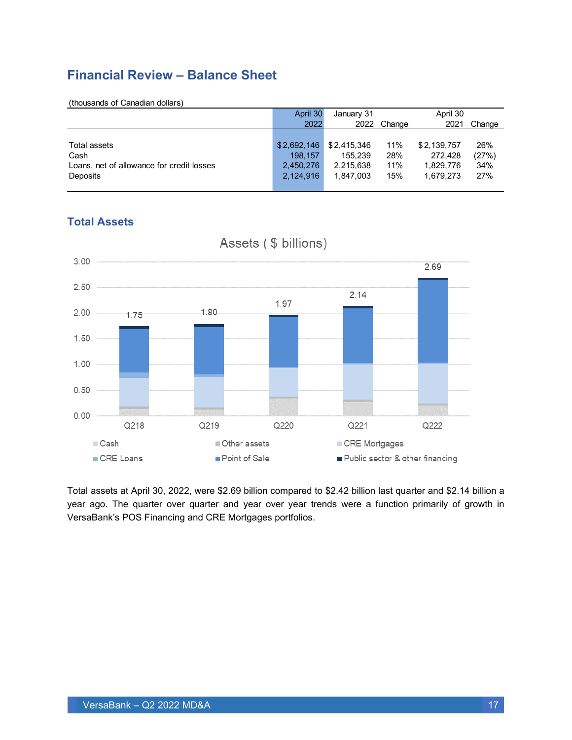## Financial Review – Balance Sheet

(thousands of Canadian dollars)

| | April 30 2022 | January 31 2022 | Change | April 30 2021 | Change |
|---|---|---|---|---|---|
| Total assets | $2,692,146 | $2,415,346 | 11% | $2,139,757 | 26% |
| Cash | 198,157 | 155,239 | 28% | 272,428 | (27%) |
| Loans, net of allowance for credit losses | 2,450,276 | 2,215,638 | 11% | 1,829,776 | 34% |
| Deposits | 2,124,916 | 1,847,003 | 15% | 1,679,273 | 27% |

### Total Assets

Assets ( $ billions)

3.00
2.50
2.00
1.50
1.00
0.50
0.00

1.75
1.80
1.97
2.14
2.69

Q218
Q219
Q220
Q221
Q222

Cash
Other assets
CRE Mortgages
CRE Loans
Point of Sale
Public sector & other financing

Total assets at April 30, 2022, were $2.69 billion compared to $2.42 billion last quarter and $2.14 billion a year ago. The quarter over quarter and year over year trends were a function primarily of growth in VersaBank's POS Financing and CRE Mortgages portfolios.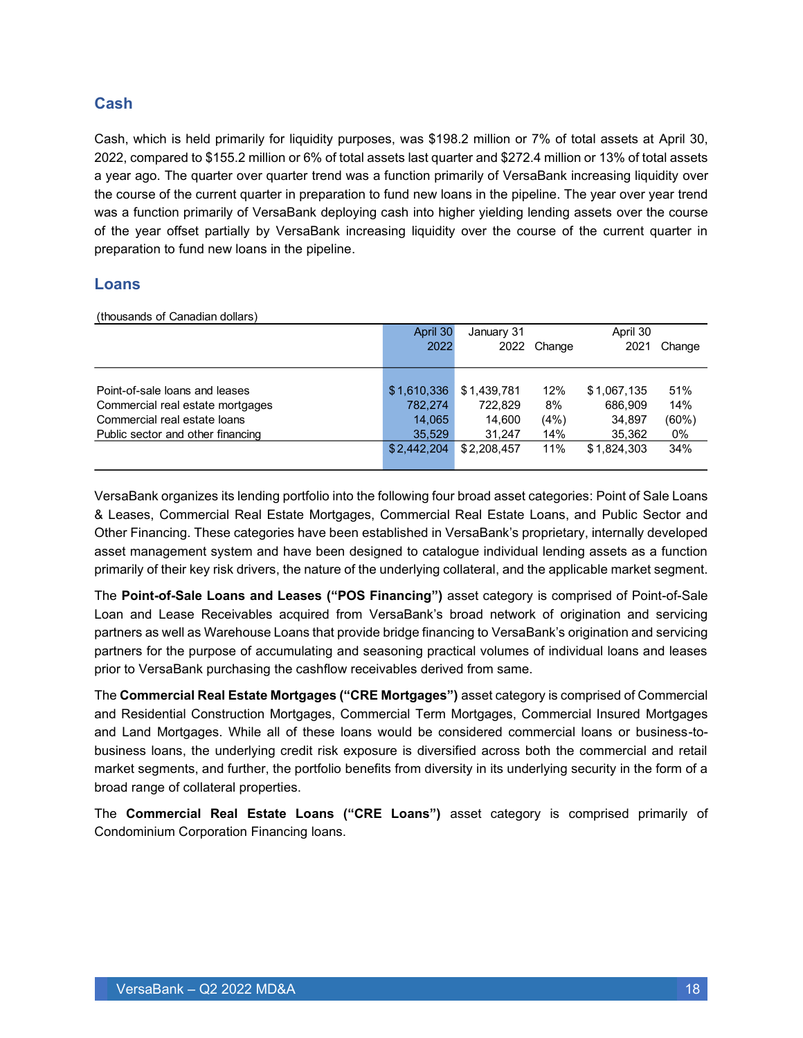## Cash

Cash, which is held primarily for liquidity purposes, was $198.2 million or 7% of total assets at April 30, 2022, compared to $155.2 million or 6% of total assets last quarter and $272.4 million or 13% of total assets a year ago. The quarter over quarter trend was a function primarily of VersaBank increasing liquidity over the course of the current quarter in preparation to fund new loans in the pipeline. The year over year trend was a function primarily of VersaBank deploying cash into higher yielding lending assets over the course of the year offset partially by VersaBank increasing liquidity over the course of the current quarter in preparation to fund new loans in the pipeline.

## Loans

(thousands of Canadian dollars)

| | April 30 2022 | January 31 2022 | Change | April 30 2021 | Change |
|---|---|---|---|---|---|
| Point-of-sale loans and leases | $ 1,610,336 | $ 1,439,781 | 12% | $ 1,067,135 | 51% |
| Commercial real estate mortgages | 782,274 | 722,829 | 8% | 686,909 | 14% |
| Commercial real estate loans | 14,065 | 14,600 | (4%) | 34,897 | (60%) |
| Public sector and other financing | 35,529 | 31,247 | 14% | 35,362 | 0% |
| | $ 2,442,204 | $ 2,208,457 | 11% | $ 1,824,303 | 34% |

VersaBank organizes its lending portfolio into the following four broad asset categories: Point of Sale Loans & Leases, Commercial Real Estate Mortgages, Commercial Real Estate Loans, and Public Sector and Other Financing. These categories have been established in VersaBank's proprietary, internally developed asset management system and have been designed to catalogue individual lending assets as a function primarily of their key risk drivers, the nature of the underlying collateral, and the applicable market segment.

The **Point-of-Sale Loans and Leases ("POS Financing")** asset category is comprised of Point-of-Sale Loan and Lease Receivables acquired from VersaBank's broad network of origination and servicing partners as well as Warehouse Loans that provide bridge financing to VersaBank's origination and servicing partners for the purpose of accumulating and seasoning practical volumes of individual loans and leases prior to VersaBank purchasing the cashflow receivables derived from same.

The **Commercial Real Estate Mortgages ("CRE Mortgages")** asset category is comprised of Commercial and Residential Construction Mortgages, Commercial Term Mortgages, Commercial Insured Mortgages and Land Mortgages. While all of these loans would be considered commercial loans or business-to-business loans, the underlying credit risk exposure is diversified across both the commercial and retail market segments, and further, the portfolio benefits from diversity in its underlying security in the form of a broad range of collateral properties.

The **Commercial Real Estate Loans ("CRE Loans")** asset category is comprised primarily of Condominium Corporation Financing loans.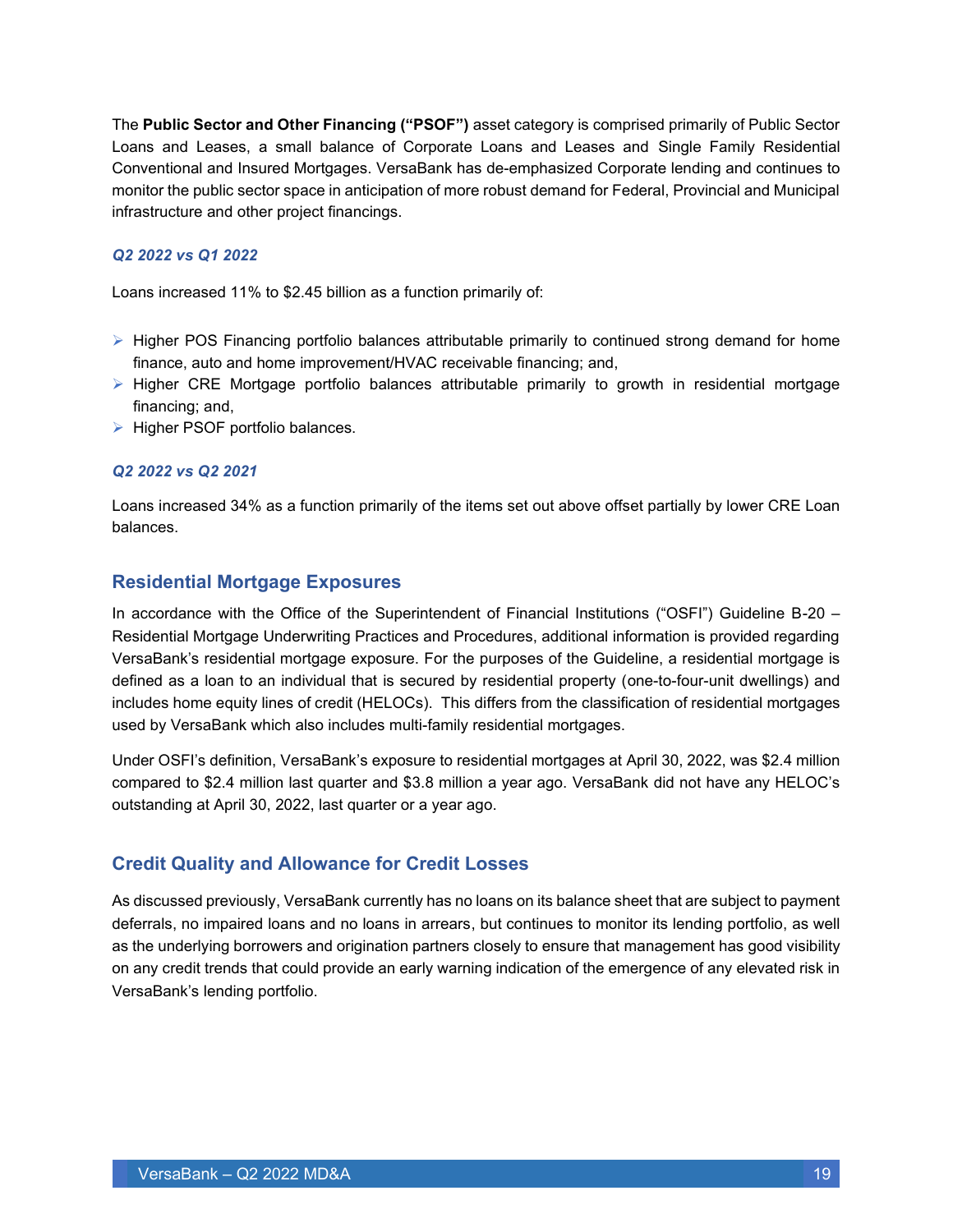The **Public Sector and Other Financing ("PSOF")** asset category is comprised primarily of Public Sector Loans and Leases, a small balance of Corporate Loans and Leases and Single Family Residential Conventional and Insured Mortgages. VersaBank has de-emphasized Corporate lending and continues to monitor the public sector space in anticipation of more robust demand for Federal, Provincial and Municipal infrastructure and other project financings.

***Q2 2022 vs Q1 2022***

Loans increased 11% to $2.45 billion as a function primarily of:

- Higher POS Financing portfolio balances attributable primarily to continued strong demand for home finance, auto and home improvement/HVAC receivable financing; and,
- Higher CRE Mortgage portfolio balances attributable primarily to growth in residential mortgage financing; and,
- Higher PSOF portfolio balances.

***Q2 2022 vs Q2 2021***

Loans increased 34% as a function primarily of the items set out above offset partially by lower CRE Loan balances.

## Residential Mortgage Exposures

In accordance with the Office of the Superintendent of Financial Institutions ("OSFI") Guideline B-20 – Residential Mortgage Underwriting Practices and Procedures, additional information is provided regarding VersaBank's residential mortgage exposure. For the purposes of the Guideline, a residential mortgage is defined as a loan to an individual that is secured by residential property (one-to-four-unit dwellings) and includes home equity lines of credit (HELOCs). This differs from the classification of residential mortgages used by VersaBank which also includes multi-family residential mortgages.

Under OSFI's definition, VersaBank's exposure to residential mortgages at April 30, 2022, was $2.4 million compared to $2.4 million last quarter and $3.8 million a year ago. VersaBank did not have any HELOC's outstanding at April 30, 2022, last quarter or a year ago.

## Credit Quality and Allowance for Credit Losses

As discussed previously, VersaBank currently has no loans on its balance sheet that are subject to payment deferrals, no impaired loans and no loans in arrears, but continues to monitor its lending portfolio, as well as the underlying borrowers and origination partners closely to ensure that management has good visibility on any credit trends that could provide an early warning indication of the emergence of any elevated risk in VersaBank's lending portfolio.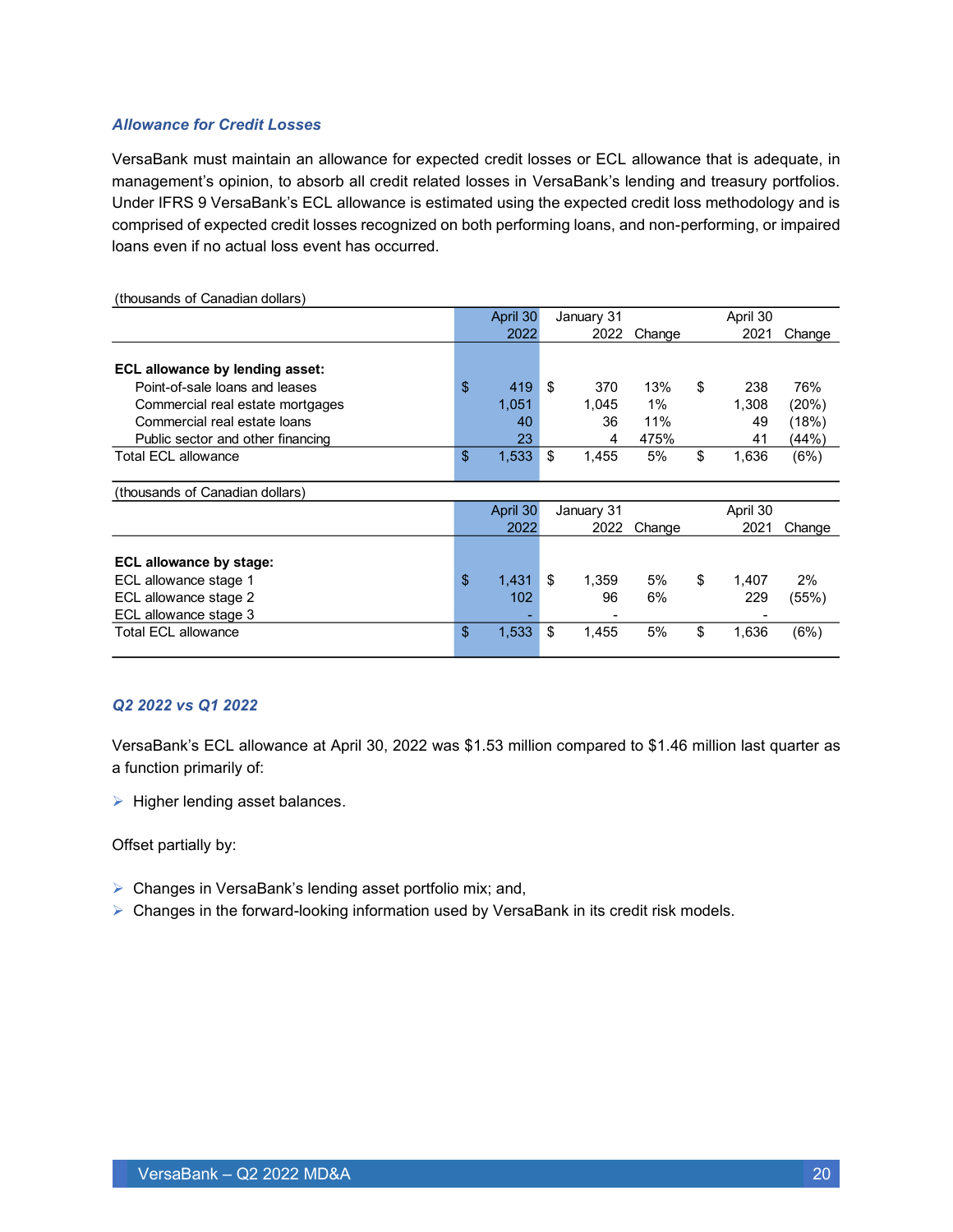### *Allowance for Credit Losses*

VersaBank must maintain an allowance for expected credit losses or ECL allowance that is adequate, in management's opinion, to absorb all credit related losses in VersaBank's lending and treasury portfolios. Under IFRS 9 VersaBank's ECL allowance is estimated using the expected credit loss methodology and is comprised of expected credit losses recognized on both performing loans, and non-performing, or impaired loans even if no actual loss event has occurred.

(thousands of Canadian dollars)

| | April 30 2022 | January 31 2022 | Change | April 30 2021 | Change |
|---|---|---|---|---|---|
| **ECL allowance by lending asset:** | | | | | |
| Point-of-sale loans and leases | $ 419 | $ 370 | 13% | $ 238 | 76% |
| Commercial real estate mortgages | 1,051 | 1,045 | 1% | 1,308 | (20%) |
| Commercial real estate loans | 40 | 36 | 11% | 49 | (18%) |
| Public sector and other financing | 23 | 4 | 475% | 41 | (44%) |
| Total ECL allowance | $ 1,533 | $ 1,455 | 5% | $ 1,636 | (6%) |

(thousands of Canadian dollars)

| | April 30 2022 | January 31 2022 | Change | April 30 2021 | Change |
|---|---|---|---|---|---|
| **ECL allowance by stage:** | | | | | |
| ECL allowance stage 1 | $ 1,431 | $ 1,359 | 5% | $ 1,407 | 2% |
| ECL allowance stage 2 | 102 | 96 | 6% | 229 | (55%) |
| ECL allowance stage 3 | - | - | | - | |
| Total ECL allowance | $ 1,533 | $ 1,455 | 5% | $ 1,636 | (6%) |

### *Q2 2022 vs Q1 2022*

VersaBank's ECL allowance at April 30, 2022 was $1.53 million compared to $1.46 million last quarter as a function primarily of:

- Higher lending asset balances.

Offset partially by:

- Changes in VersaBank's lending asset portfolio mix; and,
- Changes in the forward-looking information used by VersaBank in its credit risk models.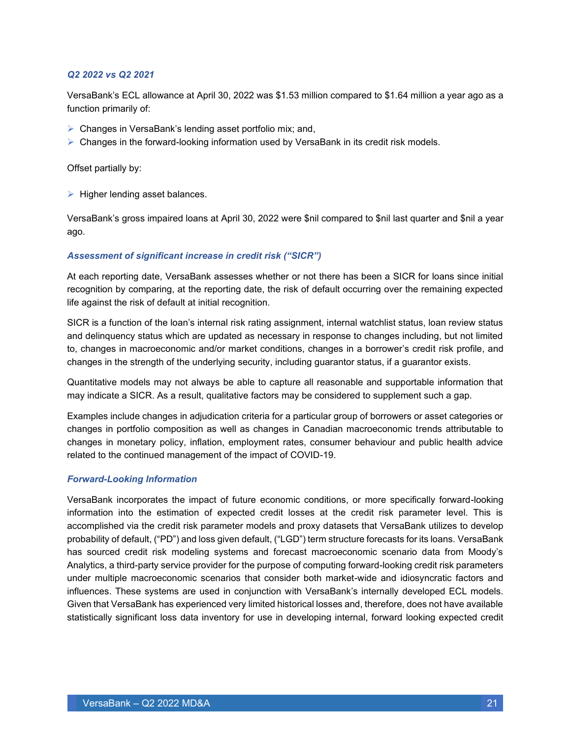### *Q2 2022 vs Q2 2021*

VersaBank's ECL allowance at April 30, 2022 was $1.53 million compared to $1.64 million a year ago as a function primarily of:

- Changes in VersaBank's lending asset portfolio mix; and,
- Changes in the forward-looking information used by VersaBank in its credit risk models.

Offset partially by:

- Higher lending asset balances.

VersaBank's gross impaired loans at April 30, 2022 were $nil compared to $nil last quarter and $nil a year ago.

### *Assessment of significant increase in credit risk ("SICR")*

At each reporting date, VersaBank assesses whether or not there has been a SICR for loans since initial recognition by comparing, at the reporting date, the risk of default occurring over the remaining expected life against the risk of default at initial recognition.

SICR is a function of the loan's internal risk rating assignment, internal watchlist status, loan review status and delinquency status which are updated as necessary in response to changes including, but not limited to, changes in macroeconomic and/or market conditions, changes in a borrower's credit risk profile, and changes in the strength of the underlying security, including guarantor status, if a guarantor exists.

Quantitative models may not always be able to capture all reasonable and supportable information that may indicate a SICR. As a result, qualitative factors may be considered to supplement such a gap.

Examples include changes in adjudication criteria for a particular group of borrowers or asset categories or changes in portfolio composition as well as changes in Canadian macroeconomic trends attributable to changes in monetary policy, inflation, employment rates, consumer behaviour and public health advice related to the continued management of the impact of COVID-19.

### *Forward-Looking Information*

VersaBank incorporates the impact of future economic conditions, or more specifically forward-looking information into the estimation of expected credit losses at the credit risk parameter level. This is accomplished via the credit risk parameter models and proxy datasets that VersaBank utilizes to develop probability of default, ("PD") and loss given default, ("LGD") term structure forecasts for its loans. VersaBank has sourced credit risk modeling systems and forecast macroeconomic scenario data from Moody's Analytics, a third-party service provider for the purpose of computing forward-looking credit risk parameters under multiple macroeconomic scenarios that consider both market-wide and idiosyncratic factors and influences. These systems are used in conjunction with VersaBank's internally developed ECL models. Given that VersaBank has experienced very limited historical losses and, therefore, does not have available statistically significant loss data inventory for use in developing internal, forward looking expected credit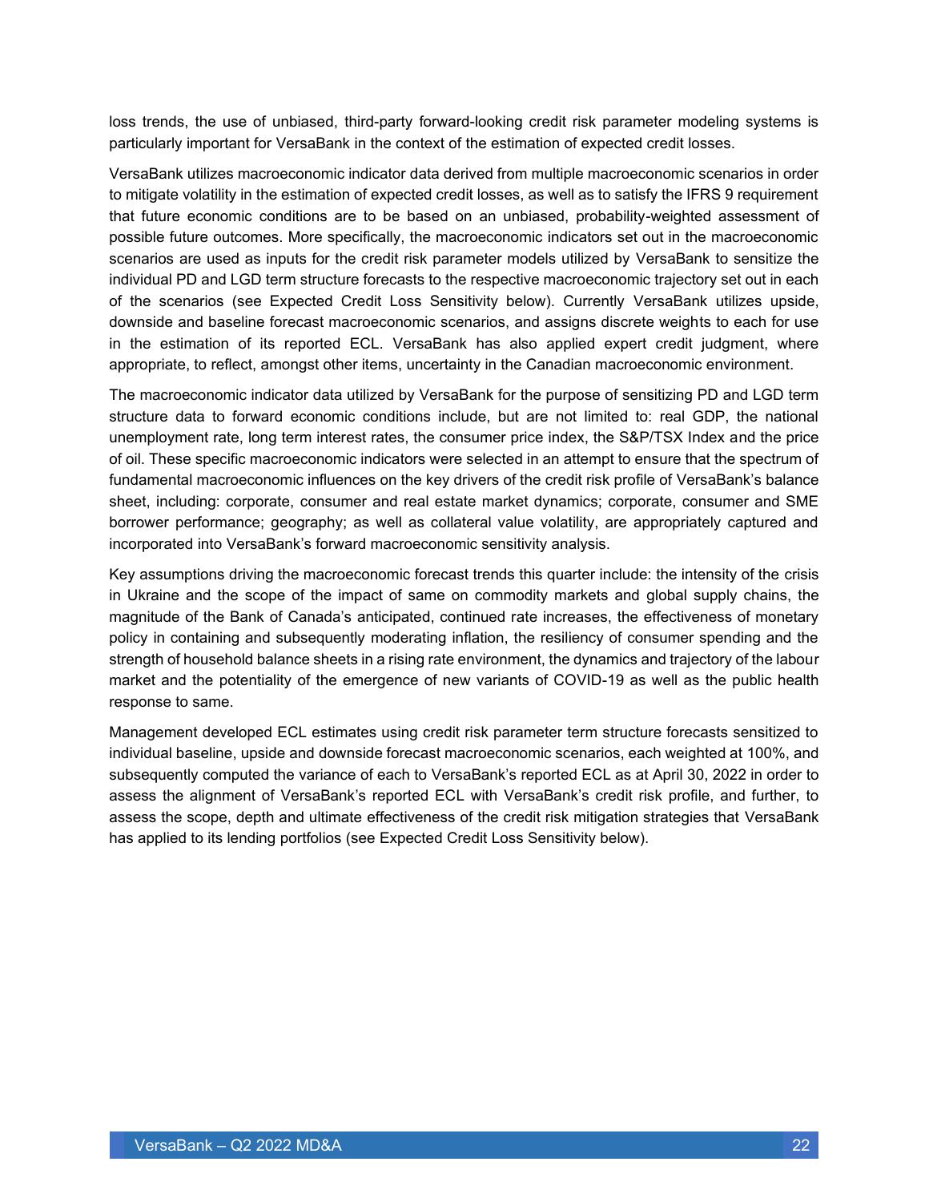loss trends, the use of unbiased, third-party forward-looking credit risk parameter modeling systems is particularly important for VersaBank in the context of the estimation of expected credit losses.

VersaBank utilizes macroeconomic indicator data derived from multiple macroeconomic scenarios in order to mitigate volatility in the estimation of expected credit losses, as well as to satisfy the IFRS 9 requirement that future economic conditions are to be based on an unbiased, probability-weighted assessment of possible future outcomes. More specifically, the macroeconomic indicators set out in the macroeconomic scenarios are used as inputs for the credit risk parameter models utilized by VersaBank to sensitize the individual PD and LGD term structure forecasts to the respective macroeconomic trajectory set out in each of the scenarios (see Expected Credit Loss Sensitivity below). Currently VersaBank utilizes upside, downside and baseline forecast macroeconomic scenarios, and assigns discrete weights to each for use in the estimation of its reported ECL. VersaBank has also applied expert credit judgment, where appropriate, to reflect, amongst other items, uncertainty in the Canadian macroeconomic environment.

The macroeconomic indicator data utilized by VersaBank for the purpose of sensitizing PD and LGD term structure data to forward economic conditions include, but are not limited to: real GDP, the national unemployment rate, long term interest rates, the consumer price index, the S&P/TSX Index and the price of oil. These specific macroeconomic indicators were selected in an attempt to ensure that the spectrum of fundamental macroeconomic influences on the key drivers of the credit risk profile of VersaBank's balance sheet, including: corporate, consumer and real estate market dynamics; corporate, consumer and SME borrower performance; geography; as well as collateral value volatility, are appropriately captured and incorporated into VersaBank's forward macroeconomic sensitivity analysis.

Key assumptions driving the macroeconomic forecast trends this quarter include: the intensity of the crisis in Ukraine and the scope of the impact of same on commodity markets and global supply chains, the magnitude of the Bank of Canada's anticipated, continued rate increases, the effectiveness of monetary policy in containing and subsequently moderating inflation, the resiliency of consumer spending and the strength of household balance sheets in a rising rate environment, the dynamics and trajectory of the labour market and the potentiality of the emergence of new variants of COVID-19 as well as the public health response to same.

Management developed ECL estimates using credit risk parameter term structure forecasts sensitized to individual baseline, upside and downside forecast macroeconomic scenarios, each weighted at 100%, and subsequently computed the variance of each to VersaBank's reported ECL as at April 30, 2022 in order to assess the alignment of VersaBank's reported ECL with VersaBank's credit risk profile, and further, to assess the scope, depth and ultimate effectiveness of the credit risk mitigation strategies that VersaBank has applied to its lending portfolios (see Expected Credit Loss Sensitivity below).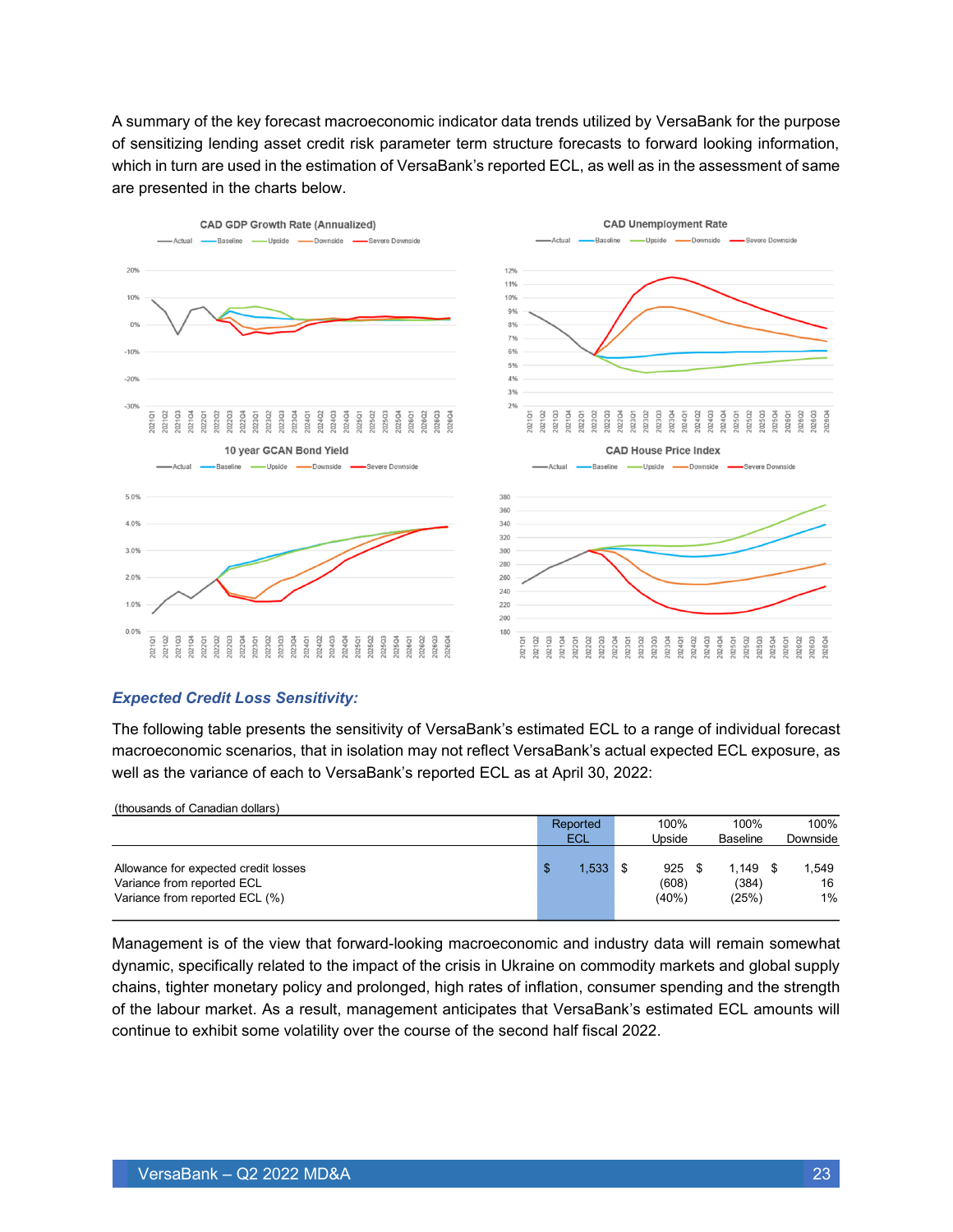A summary of the key forecast macroeconomic indicator data trends utilized by VersaBank for the purpose of sensitizing lending asset credit risk parameter term structure forecasts to forward looking information, which in turn are used in the estimation of VersaBank's reported ECL, as well as in the assessment of same are presented in the charts below.

### *Expected Credit Loss Sensitivity:*

The following table presents the sensitivity of VersaBank's estimated ECL to a range of individual forecast macroeconomic scenarios, that in isolation may not reflect VersaBank's actual expected ECL exposure, as well as the variance of each to VersaBank's reported ECL as at April 30, 2022:

(thousands of Canadian dollars)

| | Reported ECL | 100% Upside | 100% Baseline | 100% Downside |
|---|---|---|---|---|
| Allowance for expected credit losses | $ 1,533 | $ 925 | $ 1,149 | $ 1,549 |
| Variance from reported ECL | | (608) | (384) | 16 |
| Variance from reported ECL (%) | | (40%) | (25%) | 1% |

Management is of the view that forward-looking macroeconomic and industry data will remain somewhat dynamic, specifically related to the impact of the crisis in Ukraine on commodity markets and global supply chains, tighter monetary policy and prolonged, high rates of inflation, consumer spending and the strength of the labour market. As a result, management anticipates that VersaBank's estimated ECL amounts will continue to exhibit some volatility over the course of the second half fiscal 2022.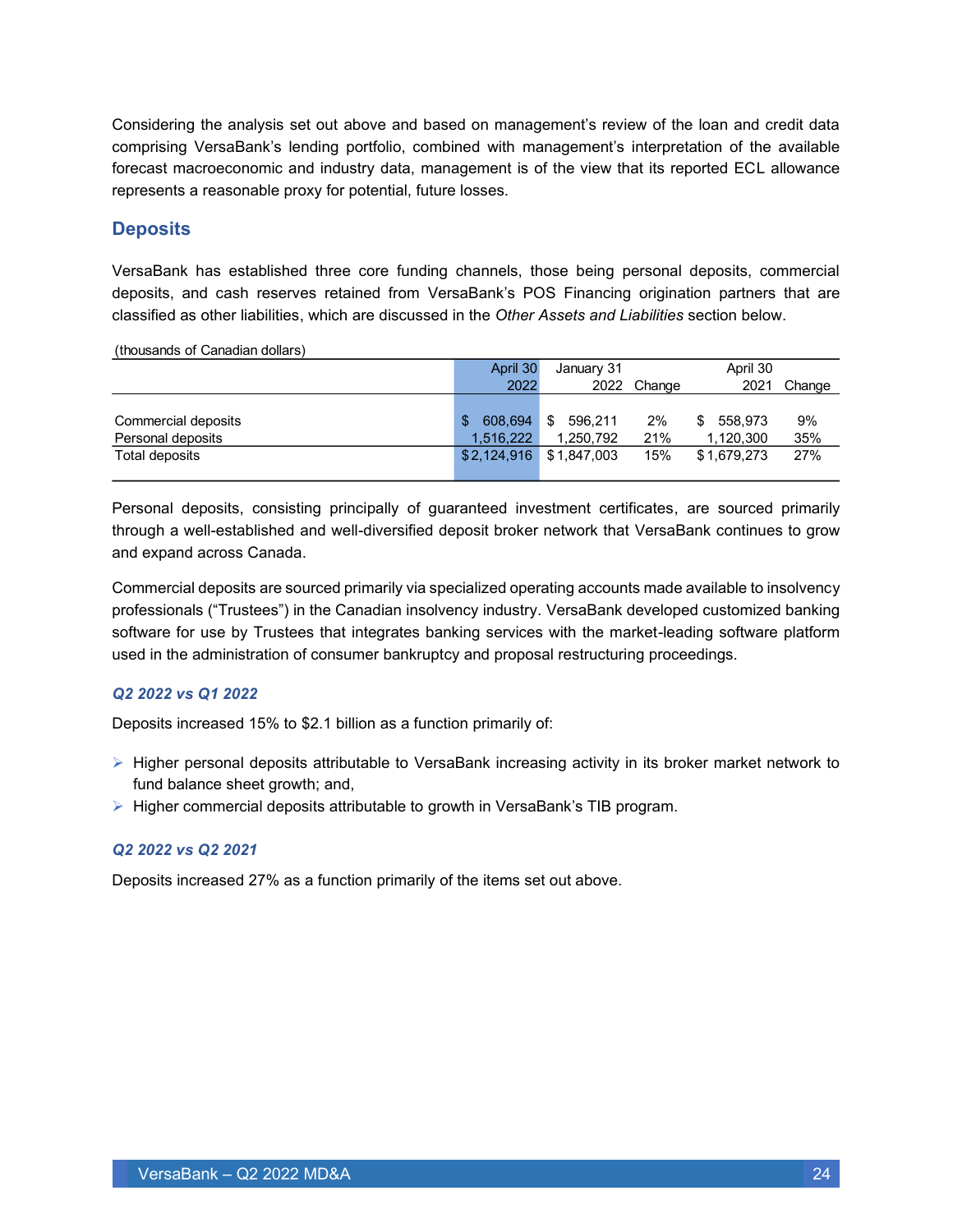Considering the analysis set out above and based on management's review of the loan and credit data comprising VersaBank's lending portfolio, combined with management's interpretation of the available forecast macroeconomic and industry data, management is of the view that its reported ECL allowance represents a reasonable proxy for potential, future losses.

## Deposits

VersaBank has established three core funding channels, those being personal deposits, commercial deposits, and cash reserves retained from VersaBank's POS Financing origination partners that are classified as other liabilities, which are discussed in the *Other Assets and Liabilities* section below.

(thousands of Canadian dollars)

| | April 30 2022 | January 31 2022 | Change | April 30 2021 | Change |
|---|---|---|---|---|---|
| Commercial deposits | $ 608,694 | $ 596,211 | 2% | $ 558,973 | 9% |
| Personal deposits | 1,516,222 | 1,250,792 | 21% | 1,120,300 | 35% |
| Total deposits | $ 2,124,916 | $ 1,847,003 | 15% | $ 1,679,273 | 27% |

Personal deposits, consisting principally of guaranteed investment certificates, are sourced primarily through a well-established and well-diversified deposit broker network that VersaBank continues to grow and expand across Canada.

Commercial deposits are sourced primarily via specialized operating accounts made available to insolvency professionals ("Trustees") in the Canadian insolvency industry. VersaBank developed customized banking software for use by Trustees that integrates banking services with the market-leading software platform used in the administration of consumer bankruptcy and proposal restructuring proceedings.

### *Q2 2022 vs Q1 2022*

Deposits increased 15% to $2.1 billion as a function primarily of:

- Higher personal deposits attributable to VersaBank increasing activity in its broker market network to fund balance sheet growth; and,
- Higher commercial deposits attributable to growth in VersaBank's TIB program.

### *Q2 2022 vs Q2 2021*

Deposits increased 27% as a function primarily of the items set out above.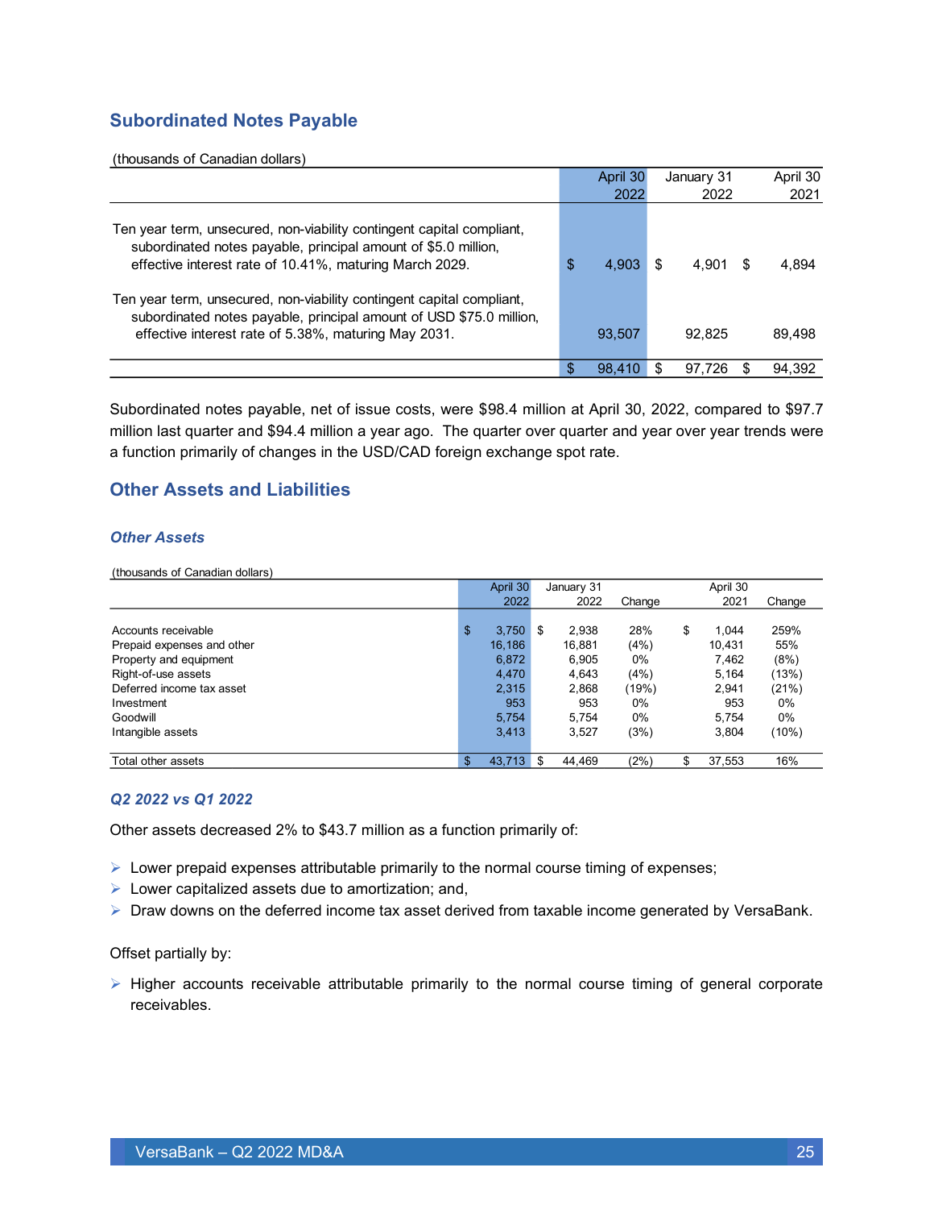## Subordinated Notes Payable

(thousands of Canadian dollars)

| | April 30 2022 | January 31 2022 | April 30 2021 |
|---|---|---|---|
| Ten year term, unsecured, non-viability contingent capital compliant, subordinated notes payable, principal amount of $5.0 million, effective interest rate of 10.41%, maturing March 2029. | $ 4,903 | $ 4,901 | $ 4,894 |
| Ten year term, unsecured, non-viability contingent capital compliant, subordinated notes payable, principal amount of USD $75.0 million, effective interest rate of 5.38%, maturing May 2031. | 93,507 | 92,825 | 89,498 |
| | $ 98,410 | $ 97,726 | $ 94,392 |

Subordinated notes payable, net of issue costs, were $98.4 million at April 30, 2022, compared to $97.7 million last quarter and $94.4 million a year ago. The quarter over quarter and year over year trends were a function primarily of changes in the USD/CAD foreign exchange spot rate.

## Other Assets and Liabilities

### *Other Assets*

(thousands of Canadian dollars)

| | April 30 2022 | January 31 2022 | Change | April 30 2021 | Change |
|---|---|---|---|---|---|
| Accounts receivable | $ 3,750 | $ 2,938 | 28% | $ 1,044 | 259% |
| Prepaid expenses and other | 16,186 | 16,881 | (4%) | 10,431 | 55% |
| Property and equipment | 6,872 | 6,905 | 0% | 7,462 | (8%) |
| Right-of-use assets | 4,470 | 4,643 | (4%) | 5,164 | (13%) |
| Deferred income tax asset | 2,315 | 2,868 | (19%) | 2,941 | (21%) |
| Investment | 953 | 953 | 0% | 953 | 0% |
| Goodwill | 5,754 | 5,754 | 0% | 5,754 | 0% |
| Intangible assets | 3,413 | 3,527 | (3%) | 3,804 | (10%) |
| Total other assets | $ 43,713 | $ 44,469 | (2%) | $ 37,553 | 16% |

### *Q2 2022 vs Q1 2022*

Other assets decreased 2% to $43.7 million as a function primarily of:

- Lower prepaid expenses attributable primarily to the normal course timing of expenses;
- Lower capitalized assets due to amortization; and,
- Draw downs on the deferred income tax asset derived from taxable income generated by VersaBank.

Offset partially by:

- Higher accounts receivable attributable primarily to the normal course timing of general corporate receivables.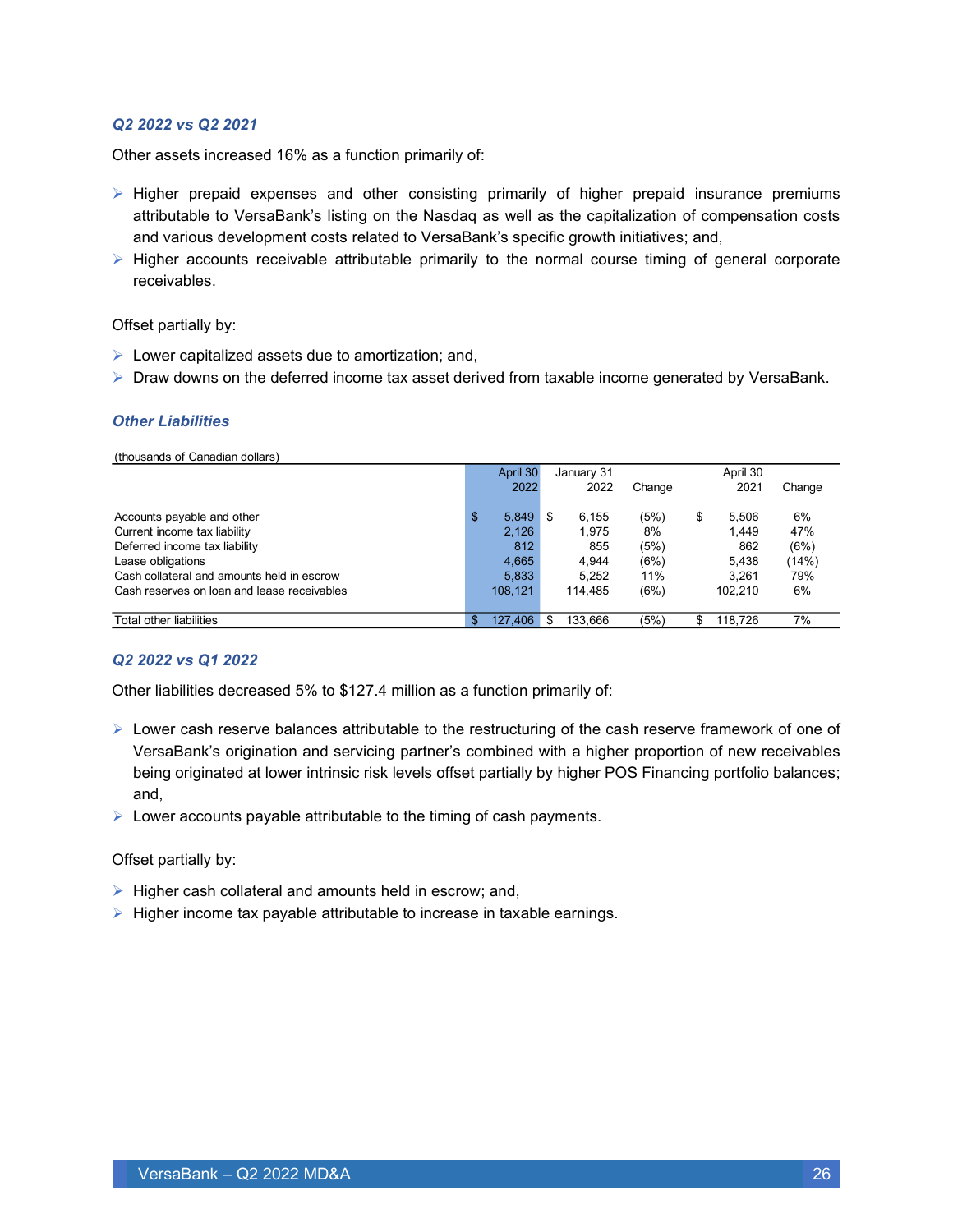### *Q2 2022 vs Q2 2021*

Other assets increased 16% as a function primarily of:

- Higher prepaid expenses and other consisting primarily of higher prepaid insurance premiums attributable to VersaBank's listing on the Nasdaq as well as the capitalization of compensation costs and various development costs related to VersaBank's specific growth initiatives; and,
- Higher accounts receivable attributable primarily to the normal course timing of general corporate receivables.

Offset partially by:

- Lower capitalized assets due to amortization; and,
- Draw downs on the deferred income tax asset derived from taxable income generated by VersaBank.

## *Other Liabilities*

(thousands of Canadian dollars)

| | April 30 2022 | January 31 2022 | Change | April 30 2021 | Change |
|---|---|---|---|---|---|
| Accounts payable and other | $ 5,849 | $ 6,155 | (5%) | $ 5,506 | 6% |
| Current income tax liability | 2,126 | 1,975 | 8% | 1,449 | 47% |
| Deferred income tax liability | 812 | 855 | (5%) | 862 | (6%) |
| Lease obligations | 4,665 | 4,944 | (6%) | 5,438 | (14%) |
| Cash collateral and amounts held in escrow | 5,833 | 5,252 | 11% | 3,261 | 79% |
| Cash reserves on loan and lease receivables | 108,121 | 114,485 | (6%) | 102,210 | 6% |
| Total other liabilities | $ 127,406 | $ 133,666 | (5%) | $ 118,726 | 7% |

### *Q2 2022 vs Q1 2022*

Other liabilities decreased 5% to $127.4 million as a function primarily of:

- Lower cash reserve balances attributable to the restructuring of the cash reserve framework of one of VersaBank's origination and servicing partner's combined with a higher proportion of new receivables being originated at lower intrinsic risk levels offset partially by higher POS Financing portfolio balances; and,
- Lower accounts payable attributable to the timing of cash payments.

Offset partially by:

- Higher cash collateral and amounts held in escrow; and,
- Higher income tax payable attributable to increase in taxable earnings.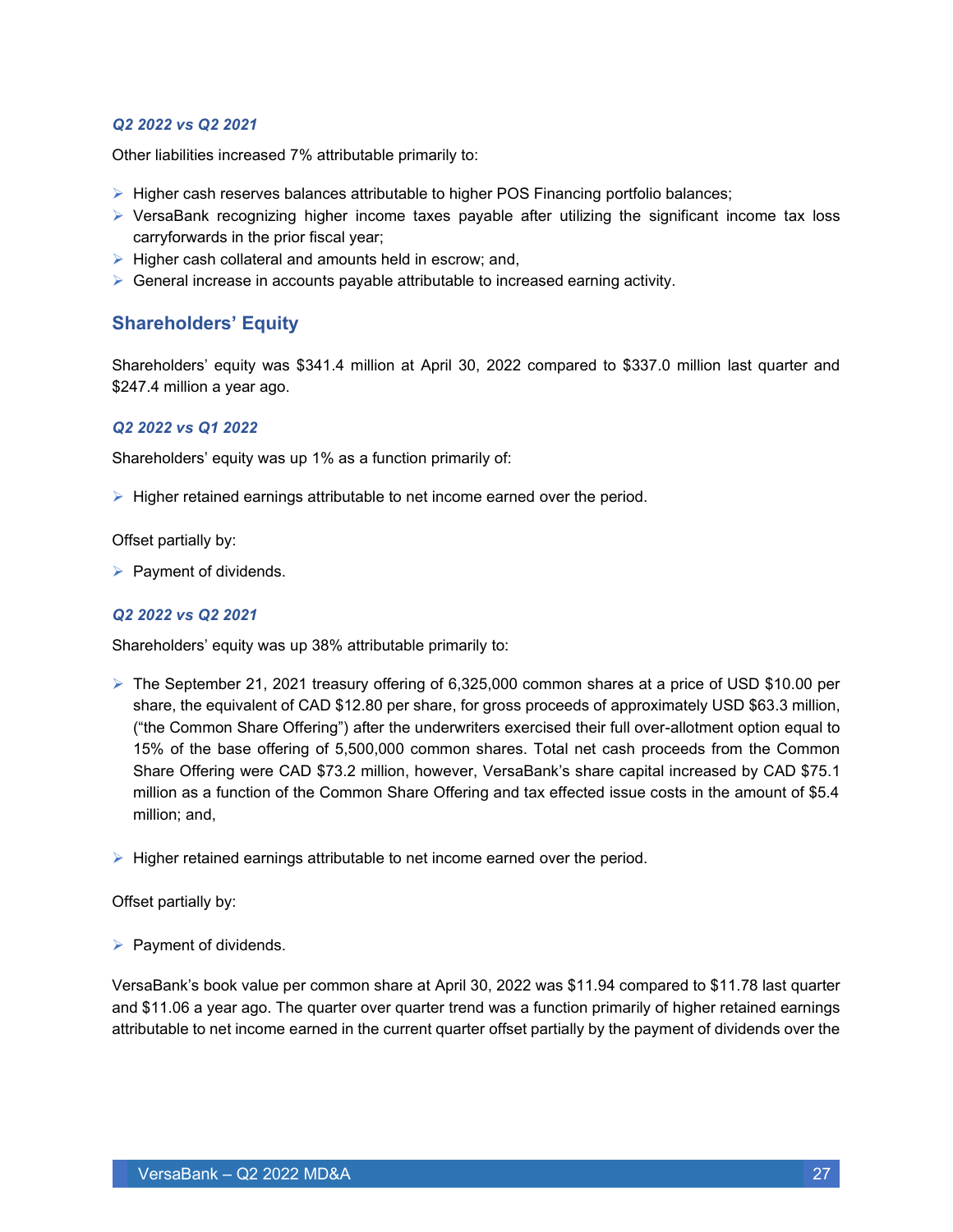### *Q2 2022 vs Q2 2021*

Other liabilities increased 7% attributable primarily to:

- Higher cash reserves balances attributable to higher POS Financing portfolio balances;
- VersaBank recognizing higher income taxes payable after utilizing the significant income tax loss carryforwards in the prior fiscal year;
- Higher cash collateral and amounts held in escrow; and,
- General increase in accounts payable attributable to increased earning activity.

## Shareholders' Equity

Shareholders' equity was $341.4 million at April 30, 2022 compared to $337.0 million last quarter and $247.4 million a year ago.

### *Q2 2022 vs Q1 2022*

Shareholders' equity was up 1% as a function primarily of:

- Higher retained earnings attributable to net income earned over the period.

Offset partially by:

- Payment of dividends.

### *Q2 2022 vs Q2 2021*

Shareholders' equity was up 38% attributable primarily to:

- The September 21, 2021 treasury offering of 6,325,000 common shares at a price of USD $10.00 per share, the equivalent of CAD $12.80 per share, for gross proceeds of approximately USD $63.3 million, ("the Common Share Offering") after the underwriters exercised their full over-allotment option equal to 15% of the base offering of 5,500,000 common shares. Total net cash proceeds from the Common Share Offering were CAD $73.2 million, however, VersaBank's share capital increased by CAD $75.1 million as a function of the Common Share Offering and tax effected issue costs in the amount of $5.4 million; and,

- Higher retained earnings attributable to net income earned over the period.

Offset partially by:

- Payment of dividends.

VersaBank's book value per common share at April 30, 2022 was $11.94 compared to $11.78 last quarter and $11.06 a year ago. The quarter over quarter trend was a function primarily of higher retained earnings attributable to net income earned in the current quarter offset partially by the payment of dividends over the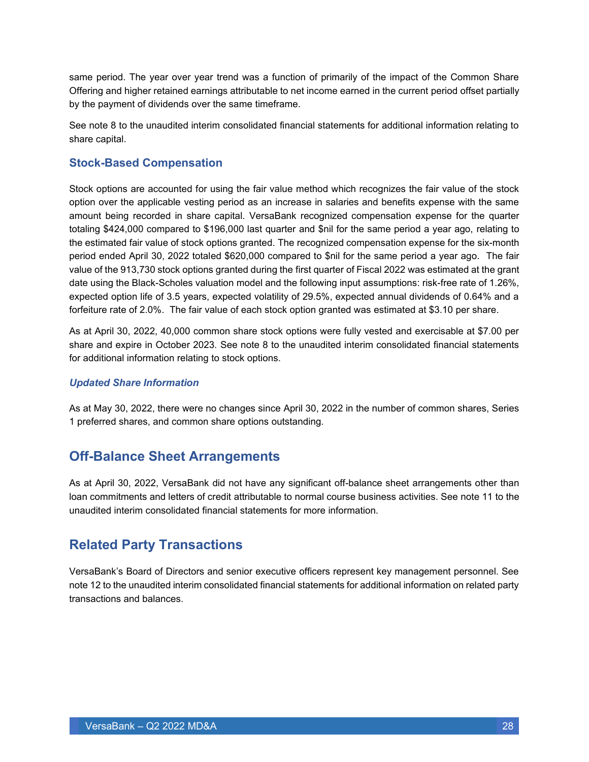same period. The year over year trend was a function of primarily of the impact of the Common Share Offering and higher retained earnings attributable to net income earned in the current period offset partially by the payment of dividends over the same timeframe.

See note 8 to the unaudited interim consolidated financial statements for additional information relating to share capital.

### Stock-Based Compensation

Stock options are accounted for using the fair value method which recognizes the fair value of the stock option over the applicable vesting period as an increase in salaries and benefits expense with the same amount being recorded in share capital. VersaBank recognized compensation expense for the quarter totaling $424,000 compared to $196,000 last quarter and $nil for the same period a year ago, relating to the estimated fair value of stock options granted. The recognized compensation expense for the six-month period ended April 30, 2022 totaled $620,000 compared to $nil for the same period a year ago. The fair value of the 913,730 stock options granted during the first quarter of Fiscal 2022 was estimated at the grant date using the Black-Scholes valuation model and the following input assumptions: risk-free rate of 1.26%, expected option life of 3.5 years, expected volatility of 29.5%, expected annual dividends of 0.64% and a forfeiture rate of 2.0%. The fair value of each stock option granted was estimated at $3.10 per share.

As at April 30, 2022, 40,000 common share stock options were fully vested and exercisable at $7.00 per share and expire in October 2023. See note 8 to the unaudited interim consolidated financial statements for additional information relating to stock options.

#### *Updated Share Information*

As at May 30, 2022, there were no changes since April 30, 2022 in the number of common shares, Series 1 preferred shares, and common share options outstanding.

## Off-Balance Sheet Arrangements

As at April 30, 2022, VersaBank did not have any significant off-balance sheet arrangements other than loan commitments and letters of credit attributable to normal course business activities. See note 11 to the unaudited interim consolidated financial statements for more information.

## Related Party Transactions

VersaBank's Board of Directors and senior executive officers represent key management personnel. See note 12 to the unaudited interim consolidated financial statements for additional information on related party transactions and balances.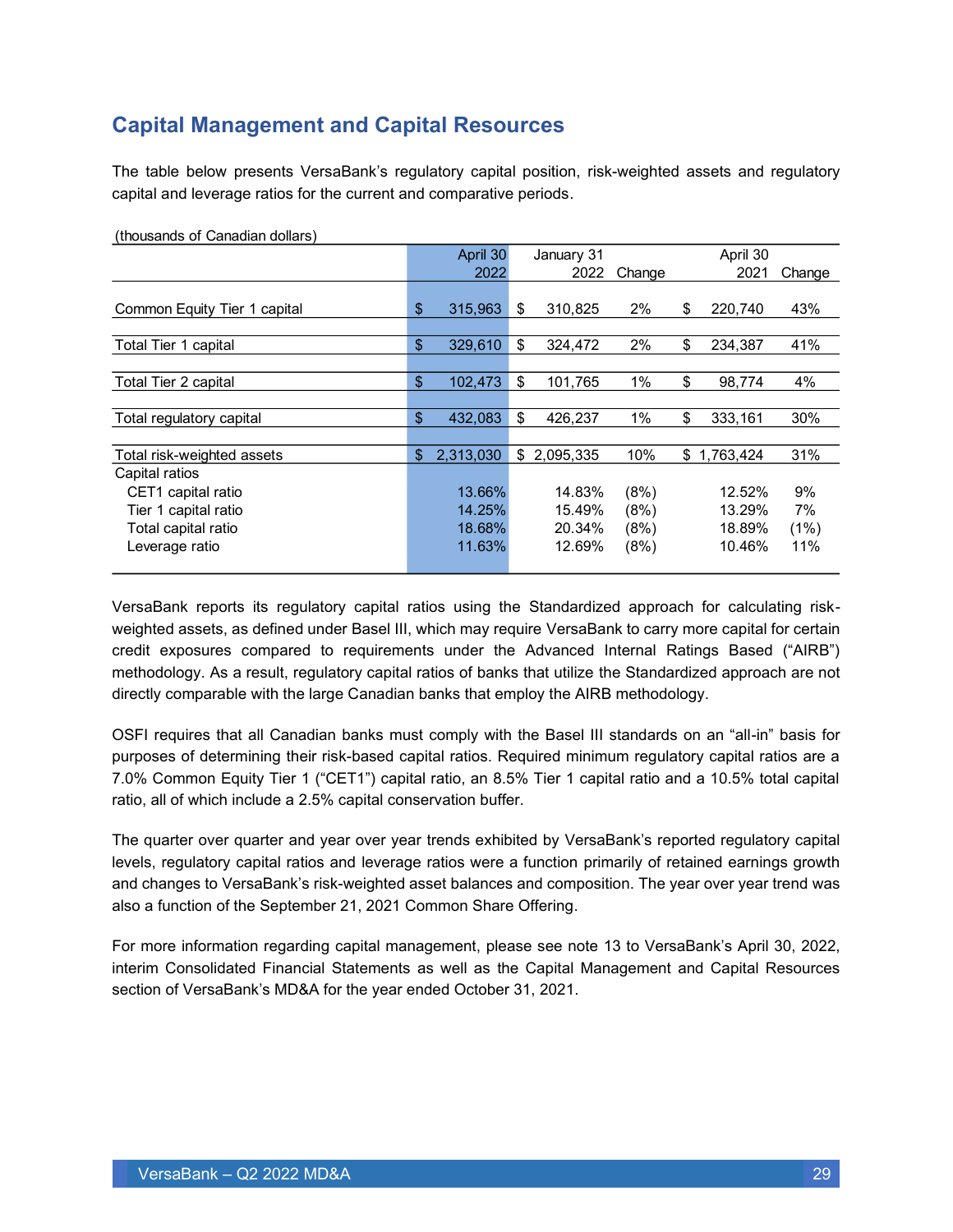## Capital Management and Capital Resources

The table below presents VersaBank's regulatory capital position, risk-weighted assets and regulatory capital and leverage ratios for the current and comparative periods.

(thousands of Canadian dollars)

| | April 30 2022 | January 31 2022 | Change | April 30 2021 | Change |
|---|---|---|---|---|---|
| Common Equity Tier 1 capital | $ 315,963 | $ 310,825 | 2% | $ 220,740 | 43% |
| Total Tier 1 capital | $ 329,610 | $ 324,472 | 2% | $ 234,387 | 41% |
| Total Tier 2 capital | $ 102,473 | $ 101,765 | 1% | $ 98,774 | 4% |
| Total regulatory capital | $ 432,083 | $ 426,237 | 1% | $ 333,161 | 30% |
| Total risk-weighted assets | $ 2,313,030 | $ 2,095,335 | 10% | $ 1,763,424 | 31% |
| Capital ratios | | | | | |
| CET1 capital ratio | 13.66% | 14.83% | (8%) | 12.52% | 9% |
| Tier 1 capital ratio | 14.25% | 15.49% | (8%) | 13.29% | 7% |
| Total capital ratio | 18.68% | 20.34% | (8%) | 18.89% | (1%) |
| Leverage ratio | 11.63% | 12.69% | (8%) | 10.46% | 11% |

VersaBank reports its regulatory capital ratios using the Standardized approach for calculating risk-weighted assets, as defined under Basel III, which may require VersaBank to carry more capital for certain credit exposures compared to requirements under the Advanced Internal Ratings Based ("AIRB") methodology. As a result, regulatory capital ratios of banks that utilize the Standardized approach are not directly comparable with the large Canadian banks that employ the AIRB methodology.

OSFI requires that all Canadian banks must comply with the Basel III standards on an "all-in" basis for purposes of determining their risk-based capital ratios. Required minimum regulatory capital ratios are a 7.0% Common Equity Tier 1 ("CET1") capital ratio, an 8.5% Tier 1 capital ratio and a 10.5% total capital ratio, all of which include a 2.5% capital conservation buffer.

The quarter over quarter and year over year trends exhibited by VersaBank's reported regulatory capital levels, regulatory capital ratios and leverage ratios were a function primarily of retained earnings growth and changes to VersaBank's risk-weighted asset balances and composition. The year over year trend was also a function of the September 21, 2021 Common Share Offering.

For more information regarding capital management, please see note 13 to VersaBank's April 30, 2022, interim Consolidated Financial Statements as well as the Capital Management and Capital Resources section of VersaBank's MD&A for the year ended October 31, 2021.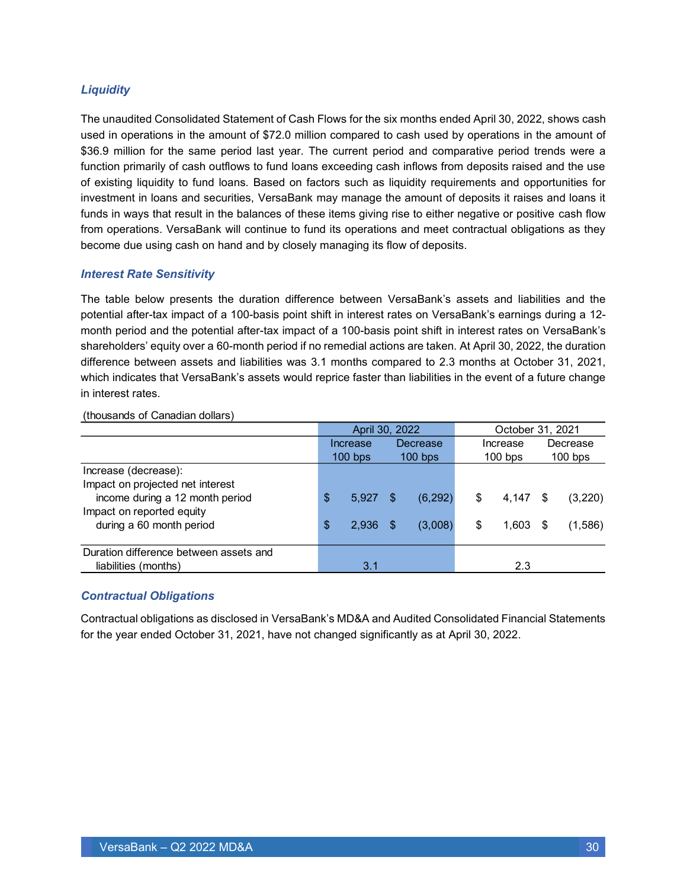### *Liquidity*

The unaudited Consolidated Statement of Cash Flows for the six months ended April 30, 2022, shows cash used in operations in the amount of $72.0 million compared to cash used by operations in the amount of $36.9 million for the same period last year. The current period and comparative period trends were a function primarily of cash outflows to fund loans exceeding cash inflows from deposits raised and the use of existing liquidity to fund loans. Based on factors such as liquidity requirements and opportunities for investment in loans and securities, VersaBank may manage the amount of deposits it raises and loans it funds in ways that result in the balances of these items giving rise to either negative or positive cash flow from operations. VersaBank will continue to fund its operations and meet contractual obligations as they become due using cash on hand and by closely managing its flow of deposits.

### *Interest Rate Sensitivity*

The table below presents the duration difference between VersaBank's assets and liabilities and the potential after-tax impact of a 100-basis point shift in interest rates on VersaBank's earnings during a 12-month period and the potential after-tax impact of a 100-basis point shift in interest rates on VersaBank's shareholders' equity over a 60-month period if no remedial actions are taken. At April 30, 2022, the duration difference between assets and liabilities was 3.1 months compared to 2.3 months at October 31, 2021, which indicates that VersaBank's assets would reprice faster than liabilities in the event of a future change in interest rates.

(thousands of Canadian dollars)

| | April 30, 2022 | | October 31, 2021 | |
|---|---|---|---|---|
| | Increase 100 bps | Decrease 100 bps | Increase 100 bps | Decrease 100 bps |
| Increase (decrease): | | | | |
| Impact on projected net interest income during a 12 month period | $ 5,927 | $ (6,292) | $ 4,147 | $ (3,220) |
| Impact on reported equity during a 60 month period | $ 2,936 | $ (3,008) | $ 1,603 | $ (1,586) |
| Duration difference between assets and liabilities (months) | 3.1 | | 2.3 | |

### *Contractual Obligations*

Contractual obligations as disclosed in VersaBank's MD&A and Audited Consolidated Financial Statements for the year ended October 31, 2021, have not changed significantly as at April 30, 2022.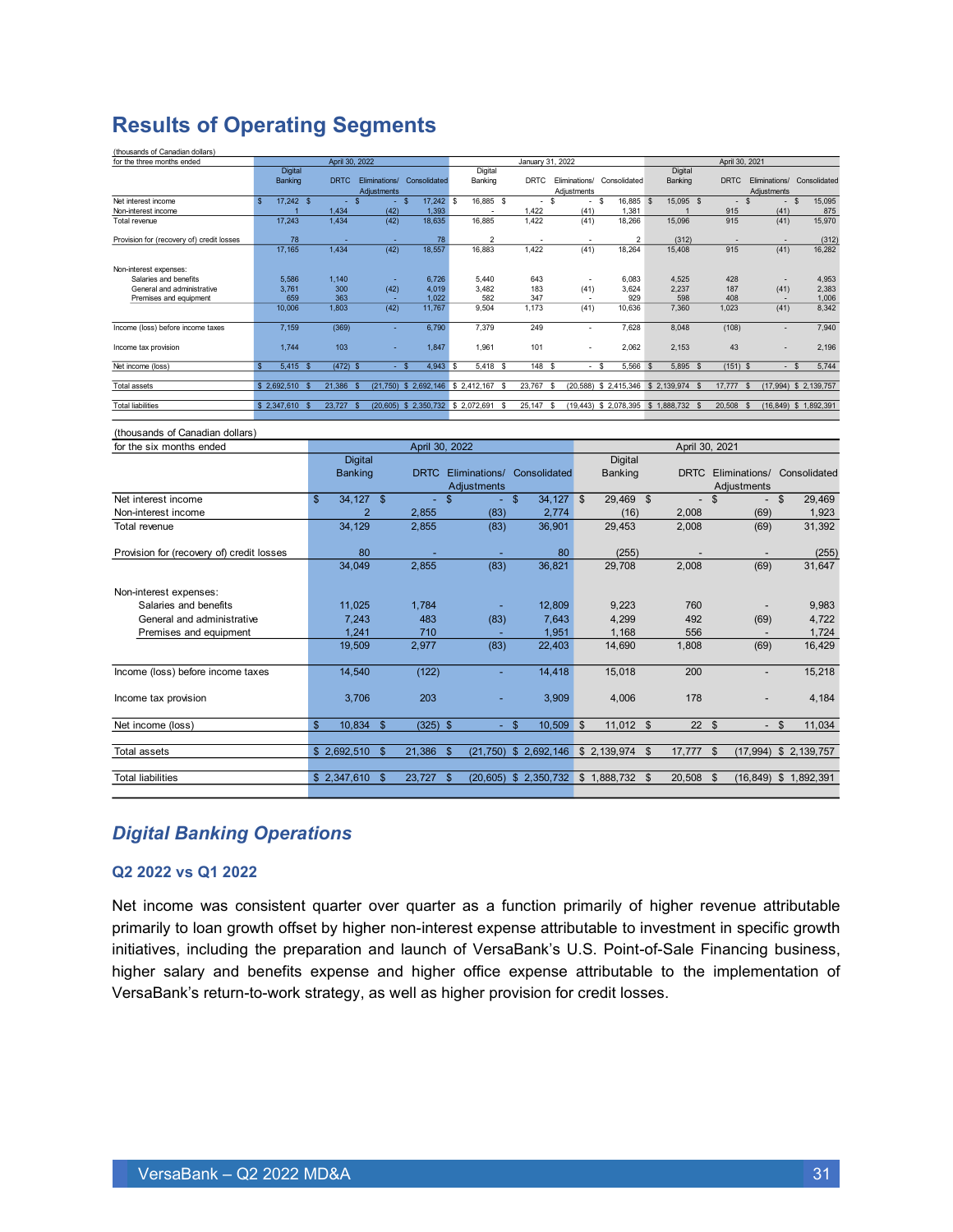# Results of Operating Segments

(thousands of Canadian dollars)

| for the three months ended | April 30, 2022 | | | | January 31, 2022 | | | | April 30, 2021 | | | |
|---|---|---|---|---|---|---|---|---|---|---|---|---|
| | Digital Banking | DRTC | Eliminations/ Adjustments | Consolidated | Digital Banking | DRTC | Eliminations/ Adjustments | Consolidated | Digital Banking | DRTC | Eliminations/ Adjustments | Consolidated |
| Net interest income | $ 17,242 | $ - | $ - | $ 17,242 | $ 16,885 | $ - | $ - | $ 16,885 | $ 15,095 | $ - | $ - | $ 15,095 |
| Non-interest income | 1 | 1,434 | (42) | 1,393 | - | 1,422 | (41) | 1,381 | 1 | 915 | (41) | 875 |
| Total revenue | 17,243 | 1,434 | (42) | 18,635 | 16,885 | 1,422 | (41) | 18,266 | 15,096 | 915 | (41) | 15,970 |
| Provision for (recovery of) credit losses | 78 | - | - | 78 | 2 | - | - | 2 | (312) | - | - | (312) |
| | 17,165 | 1,434 | (42) | 18,557 | 16,883 | 1,422 | (41) | 18,264 | 15,408 | 915 | (41) | 16,282 |
| Non-interest expenses: | | | | | | | | | | | | |
| Salaries and benefits | 5,586 | 1,140 | - | 6,726 | 5,440 | 643 | - | 6,083 | 4,525 | 428 | - | 4,953 |
| General and administrative | 3,761 | 300 | (42) | 4,019 | 3,482 | 183 | (41) | 3,624 | 2,237 | 187 | (41) | 2,383 |
| Premises and equipment | 659 | 363 | - | 1,022 | 582 | 347 | - | 929 | 598 | 408 | - | 1,006 |
| | 10,006 | 1,803 | (42) | 11,767 | 9,504 | 1,173 | (41) | 10,636 | 7,360 | 1,023 | (41) | 8,342 |
| Income (loss) before income taxes | 7,159 | (369) | - | 6,790 | 7,379 | 249 | - | 7,628 | 8,048 | (108) | - | 7,940 |
| Income tax provision | 1,744 | 103 | - | 1,847 | 1,961 | 101 | - | 2,062 | 2,153 | 43 | - | 2,196 |
| Net income (loss) | $ 5,415 | $ (472) | $ - | $ 4,943 | $ 5,418 | $ 148 | $ - | $ 5,566 | $ 5,895 | $ (151) | $ - | $ 5,744 |
| Total assets | $ 2,692,510 | $ 21,386 | $ (21,750) | $ 2,692,146 | $ 2,412,167 | $ 23,767 | $ (20,588) | $ 2,415,346 | $ 2,139,974 | $ 17,777 | $ (17,994) | $ 2,139,757 |
| Total liabilities | $ 2,347,610 | $ 23,727 | $ (20,605) | $ 2,350,732 | $ 2,072,691 | $ 25,147 | $ (19,443) | $ 2,078,395 | $ 1,888,732 | $ 20,508 | $ (16,849) | $ 1,892,391 |

(thousands of Canadian dollars)

| for the six months ended | April 30, 2022 | | | | April 30, 2021 | | | |
|---|---|---|---|---|---|---|---|---|
| | Digital Banking | DRTC | Eliminations/ Adjustments | Consolidated | Digital Banking | DRTC | Eliminations/ Adjustments | Consolidated |
| Net interest income | $ 34,127 | $ - | $ - | $ 34,127 | $ 29,469 | $ - | $ - | $ 29,469 |
| Non-interest income | 2 | 2,855 | (83) | 2,774 | (16) | 2,008 | (69) | 1,923 |
| Total revenue | 34,129 | 2,855 | (83) | 36,901 | 29,453 | 2,008 | (69) | 31,392 |
| Provision for (recovery of) credit losses | 80 | - | - | 80 | (255) | - | - | (255) |
| | 34,049 | 2,855 | (83) | 36,821 | 29,708 | 2,008 | (69) | 31,647 |
| Non-interest expenses: | | | | | | | | |
| Salaries and benefits | 11,025 | 1,784 | - | 12,809 | 9,223 | 760 | - | 9,983 |
| General and administrative | 7,243 | 483 | (83) | 7,643 | 4,299 | 492 | (69) | 4,722 |
| Premises and equipment | 1,241 | 710 | - | 1,951 | 1,168 | 556 | - | 1,724 |
| | 19,509 | 2,977 | (83) | 22,403 | 14,690 | 1,808 | (69) | 16,429 |
| Income (loss) before income taxes | 14,540 | (122) | - | 14,418 | 15,018 | 200 | - | 15,218 |
| Income tax provision | 3,706 | 203 | - | 3,909 | 4,006 | 178 | - | 4,184 |
| Net income (loss) | $ 10,834 | $ (325) | $ - | $ 10,509 | $ 11,012 | $ 22 | $ - | $ 11,034 |
| Total assets | $ 2,692,510 | $ 21,386 | $ (21,750) | $ 2,692,146 | $ 2,139,974 | $ 17,777 | $ (17,994) | $ 2,139,757 |
| Total liabilities | $ 2,347,610 | $ 23,727 | $ (20,605) | $ 2,350,732 | $ 1,888,732 | $ 20,508 | $ (16,849) | $ 1,892,391 |

## *Digital Banking Operations*

### Q2 2022 vs Q1 2022

Net income was consistent quarter over quarter as a function primarily of higher revenue attributable primarily to loan growth offset by higher non-interest expense attributable to investment in specific growth initiatives, including the preparation and launch of VersaBank's U.S. Point-of-Sale Financing business, higher salary and benefits expense and higher office expense attributable to the implementation of VersaBank's return-to-work strategy, as well as higher provision for credit losses.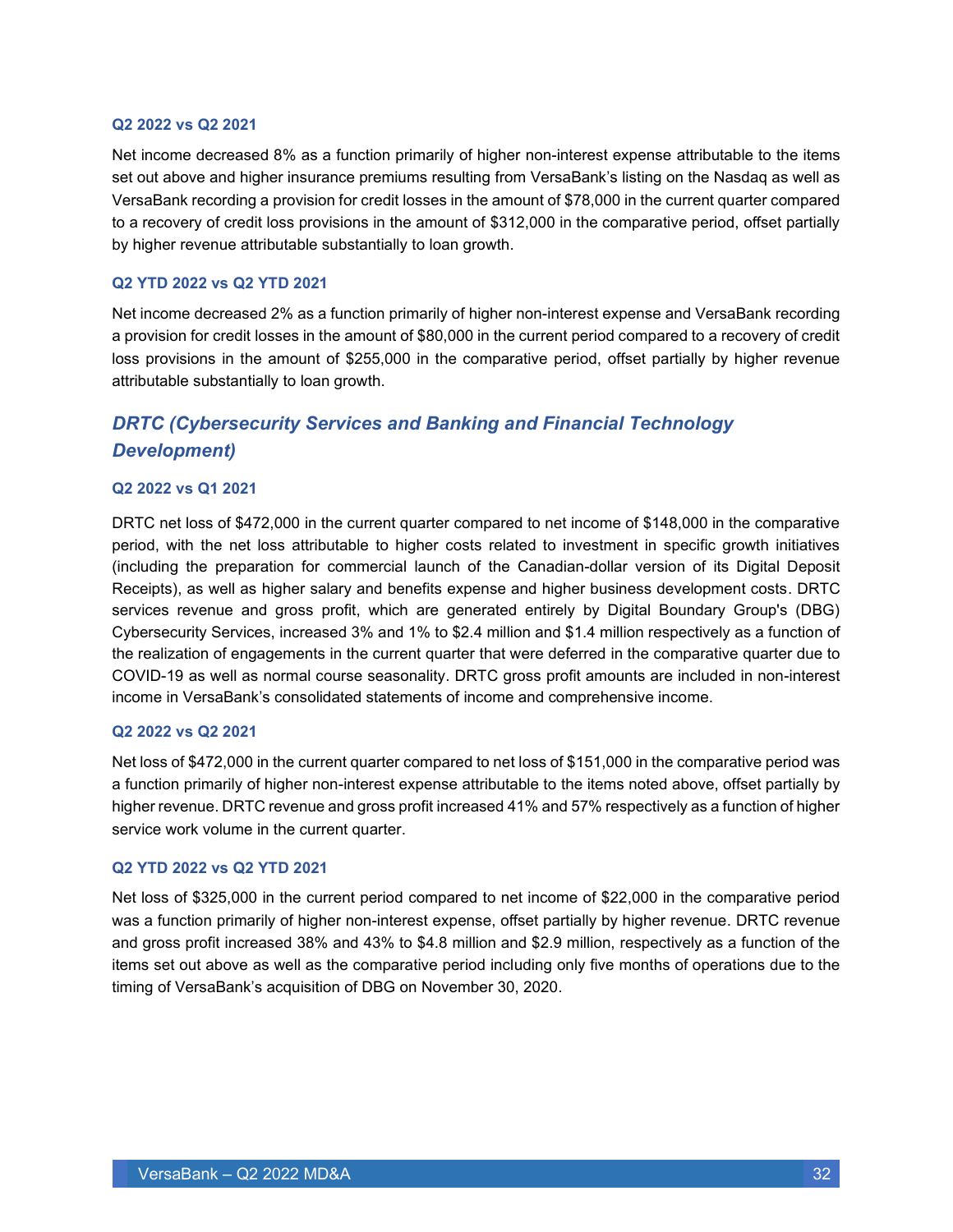#### Q2 2022 vs Q2 2021

Net income decreased 8% as a function primarily of higher non-interest expense attributable to the items set out above and higher insurance premiums resulting from VersaBank's listing on the Nasdaq as well as VersaBank recording a provision for credit losses in the amount of $78,000 in the current quarter compared to a recovery of credit loss provisions in the amount of $312,000 in the comparative period, offset partially by higher revenue attributable substantially to loan growth.

#### Q2 YTD 2022 vs Q2 YTD 2021

Net income decreased 2% as a function primarily of higher non-interest expense and VersaBank recording a provision for credit losses in the amount of $80,000 in the current period compared to a recovery of credit loss provisions in the amount of $255,000 in the comparative period, offset partially by higher revenue attributable substantially to loan growth.

### *DRTC (Cybersecurity Services and Banking and Financial Technology Development)*

#### Q2 2022 vs Q1 2021

DRTC net loss of $472,000 in the current quarter compared to net income of $148,000 in the comparative period, with the net loss attributable to higher costs related to investment in specific growth initiatives (including the preparation for commercial launch of the Canadian-dollar version of its Digital Deposit Receipts), as well as higher salary and benefits expense and higher business development costs. DRTC services revenue and gross profit, which are generated entirely by Digital Boundary Group's (DBG) Cybersecurity Services, increased 3% and 1% to $2.4 million and $1.4 million respectively as a function of the realization of engagements in the current quarter that were deferred in the comparative quarter due to COVID-19 as well as normal course seasonality. DRTC gross profit amounts are included in non-interest income in VersaBank's consolidated statements of income and comprehensive income.

#### Q2 2022 vs Q2 2021

Net loss of $472,000 in the current quarter compared to net loss of $151,000 in the comparative period was a function primarily of higher non-interest expense attributable to the items noted above, offset partially by higher revenue. DRTC revenue and gross profit increased 41% and 57% respectively as a function of higher service work volume in the current quarter.

#### Q2 YTD 2022 vs Q2 YTD 2021

Net loss of $325,000 in the current period compared to net income of $22,000 in the comparative period was a function primarily of higher non-interest expense, offset partially by higher revenue. DRTC revenue and gross profit increased 38% and 43% to $4.8 million and $2.9 million, respectively as a function of the items set out above as well as the comparative period including only five months of operations due to the timing of VersaBank's acquisition of DBG on November 30, 2020.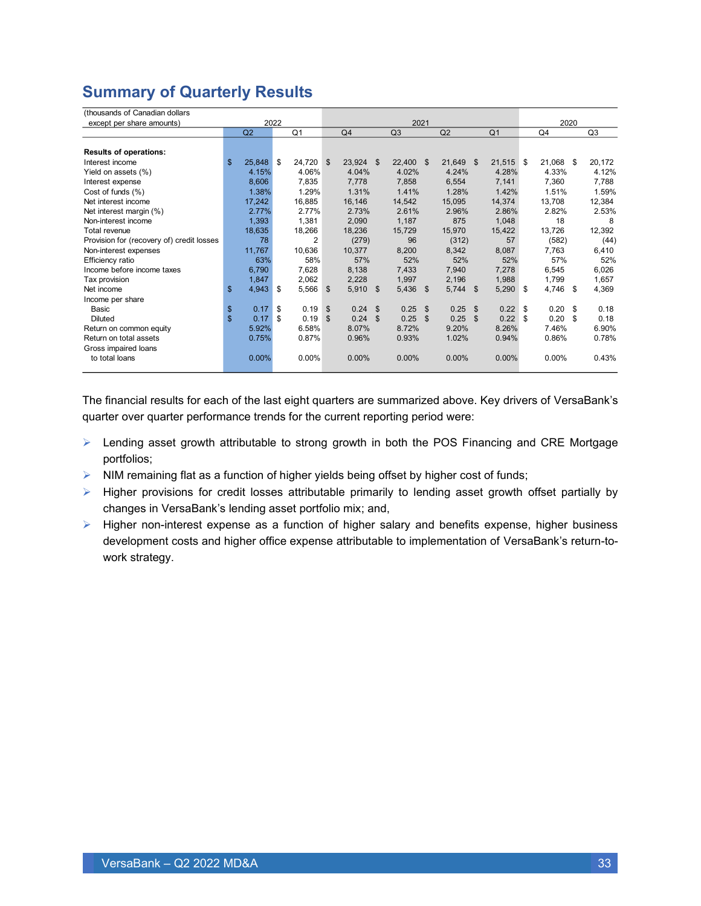# Summary of Quarterly Results

| (thousands of Canadian dollars except per share amounts) | 2022 | | 2021 | | | | 2020 | |
|---|---|---|---|---|---|---|---|---|
| | Q2 | Q1 | Q4 | Q3 | Q2 | Q1 | Q4 | Q3 |
| **Results of operations:** | | | | | | | | |
| Interest income | $ 25,848 | $ 24,720 | $ 23,924 | $ 22,400 | $ 21,649 | $ 21,515 | $ 21,068 | $ 20,172 |
| Yield on assets (%) | 4.15% | 4.06% | 4.04% | 4.02% | 4.24% | 4.28% | 4.33% | 4.12% |
| Interest expense | 8,606 | 7,835 | 7,778 | 7,858 | 6,554 | 7,141 | 7,360 | 7,788 |
| Cost of funds (%) | 1.38% | 1.29% | 1.31% | 1.41% | 1.28% | 1.42% | 1.51% | 1.59% |
| Net interest income | 17,242 | 16,885 | 16,146 | 14,542 | 15,095 | 14,374 | 13,708 | 12,384 |
| Net interest margin (%) | 2.77% | 2.77% | 2.73% | 2.61% | 2.96% | 2.86% | 2.82% | 2.53% |
| Non-interest income | 1,393 | 1,381 | 2,090 | 1,187 | 875 | 1,048 | 18 | 8 |
| Total revenue | 18,635 | 18,266 | 18,236 | 15,729 | 15,970 | 15,422 | 13,726 | 12,392 |
| Provision for (recovery of) credit losses | 78 | 2 | (279) | 96 | (312) | 57 | (582) | (44) |
| Non-interest expenses | 11,767 | 10,636 | 10,377 | 8,200 | 8,342 | 8,087 | 7,763 | 6,410 |
| Efficiency ratio | 63% | 58% | 57% | 52% | 52% | 52% | 57% | 52% |
| Income before income taxes | 6,790 | 7,628 | 8,138 | 7,433 | 7,940 | 7,278 | 6,545 | 6,026 |
| Tax provision | 1,847 | 2,062 | 2,228 | 1,997 | 2,196 | 1,988 | 1,799 | 1,657 |
| Net income | $ 4,943 | $ 5,566 | $ 5,910 | $ 5,436 | $ 5,744 | $ 5,290 | $ 4,746 | $ 4,369 |
| Income per share | | | | | | | | |
| Basic | $ 0.17 | $ 0.19 | $ 0.24 | $ 0.25 | $ 0.25 | $ 0.22 | $ 0.20 | $ 0.18 |
| Diluted | $ 0.17 | $ 0.19 | $ 0.24 | $ 0.25 | $ 0.25 | $ 0.22 | $ 0.20 | $ 0.18 |
| Return on common equity | 5.92% | 6.58% | 8.07% | 8.72% | 9.20% | 8.26% | 7.46% | 6.90% |
| Return on total assets | 0.75% | 0.87% | 0.96% | 0.93% | 1.02% | 0.94% | 0.86% | 0.78% |
| Gross impaired loans to total loans | 0.00% | 0.00% | 0.00% | 0.00% | 0.00% | 0.00% | 0.00% | 0.43% |

The financial results for each of the last eight quarters are summarized above. Key drivers of VersaBank's quarter over quarter performance trends for the current reporting period were:

- Lending asset growth attributable to strong growth in both the POS Financing and CRE Mortgage portfolios;
- NIM remaining flat as a function of higher yields being offset by higher cost of funds;
- Higher provisions for credit losses attributable primarily to lending asset growth offset partially by changes in VersaBank's lending asset portfolio mix; and,
- Higher non-interest expense as a function of higher salary and benefits expense, higher business development costs and higher office expense attributable to implementation of VersaBank's return-to-work strategy.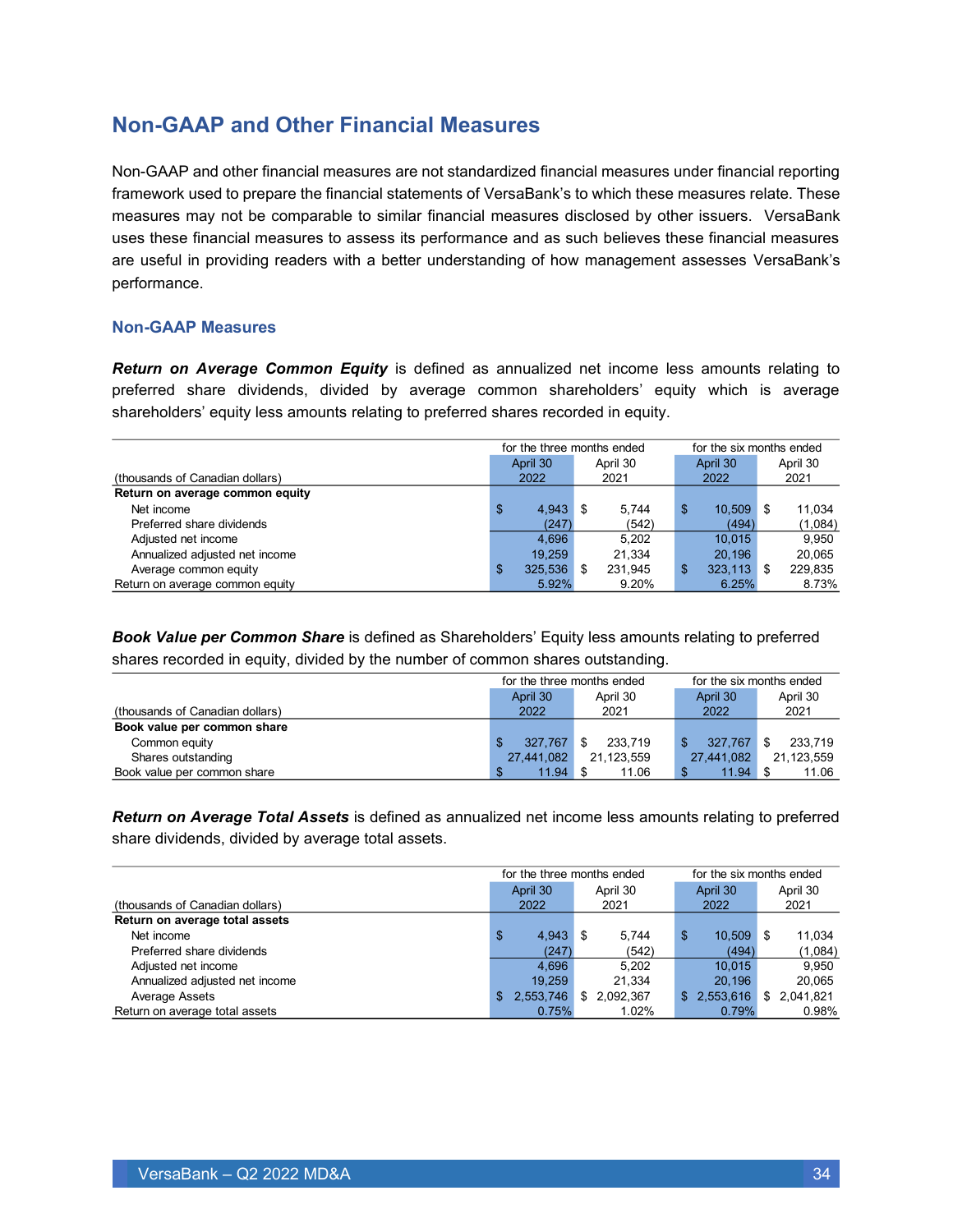## Non-GAAP and Other Financial Measures

Non-GAAP and other financial measures are not standardized financial measures under financial reporting framework used to prepare the financial statements of VersaBank's to which these measures relate. These measures may not be comparable to similar financial measures disclosed by other issuers. VersaBank uses these financial measures to assess its performance and as such believes these financial measures are useful in providing readers with a better understanding of how management assesses VersaBank's performance.

### Non-GAAP Measures

***Return on Average Common Equity*** is defined as annualized net income less amounts relating to preferred share dividends, divided by average common shareholders' equity which is average shareholders' equity less amounts relating to preferred shares recorded in equity.

| | for the three months ended | | for the six months ended | |
|---|---|---|---|---|
| (thousands of Canadian dollars) | April 30 2022 | April 30 2021 | April 30 2022 | April 30 2021 |
| **Return on average common equity** | | | | |
| Net income | $ 4,943 | $ 5,744 | $ 10,509 | $ 11,034 |
| Preferred share dividends | (247) | (542) | (494) | (1,084) |
| Adjusted net income | 4,696 | 5,202 | 10,015 | 9,950 |
| Annualized adjusted net income | 19,259 | 21,334 | 20,196 | 20,065 |
| Average common equity | $ 325,536 | $ 231,945 | $ 323,113 | $ 229,835 |
| Return on average common equity | 5.92% | 9.20% | 6.25% | 8.73% |

***Book Value per Common Share*** is defined as Shareholders' Equity less amounts relating to preferred shares recorded in equity, divided by the number of common shares outstanding.

| | for the three months ended | | for the six months ended | |
|---|---|---|---|---|
| (thousands of Canadian dollars) | April 30 2022 | April 30 2021 | April 30 2022 | April 30 2021 |
| **Book value per common share** | | | | |
| Common equity | $ 327,767 | $ 233,719 | $ 327,767 | $ 233,719 |
| Shares outstanding | 27,441,082 | 21,123,559 | 27,441,082 | 21,123,559 |
| Book value per common share | $ 11.94 | $ 11.06 | $ 11.94 | $ 11.06 |

***Return on Average Total Assets*** is defined as annualized net income less amounts relating to preferred share dividends, divided by average total assets.

| | for the three months ended | | for the six months ended | |
|---|---|---|---|---|
| (thousands of Canadian dollars) | April 30 2022 | April 30 2021 | April 30 2022 | April 30 2021 |
| **Return on average total assets** | | | | |
| Net income | $ 4,943 | $ 5,744 | $ 10,509 | $ 11,034 |
| Preferred share dividends | (247) | (542) | (494) | (1,084) |
| Adjusted net income | 4,696 | 5,202 | 10,015 | 9,950 |
| Annualized adjusted net income | 19,259 | 21,334 | 20,196 | 20,065 |
| Average Assets | $ 2,553,746 | $ 2,092,367 | $ 2,553,616 | $ 2,041,821 |
| Return on average total assets | 0.75% | 1.02% | 0.79% | 0.98% |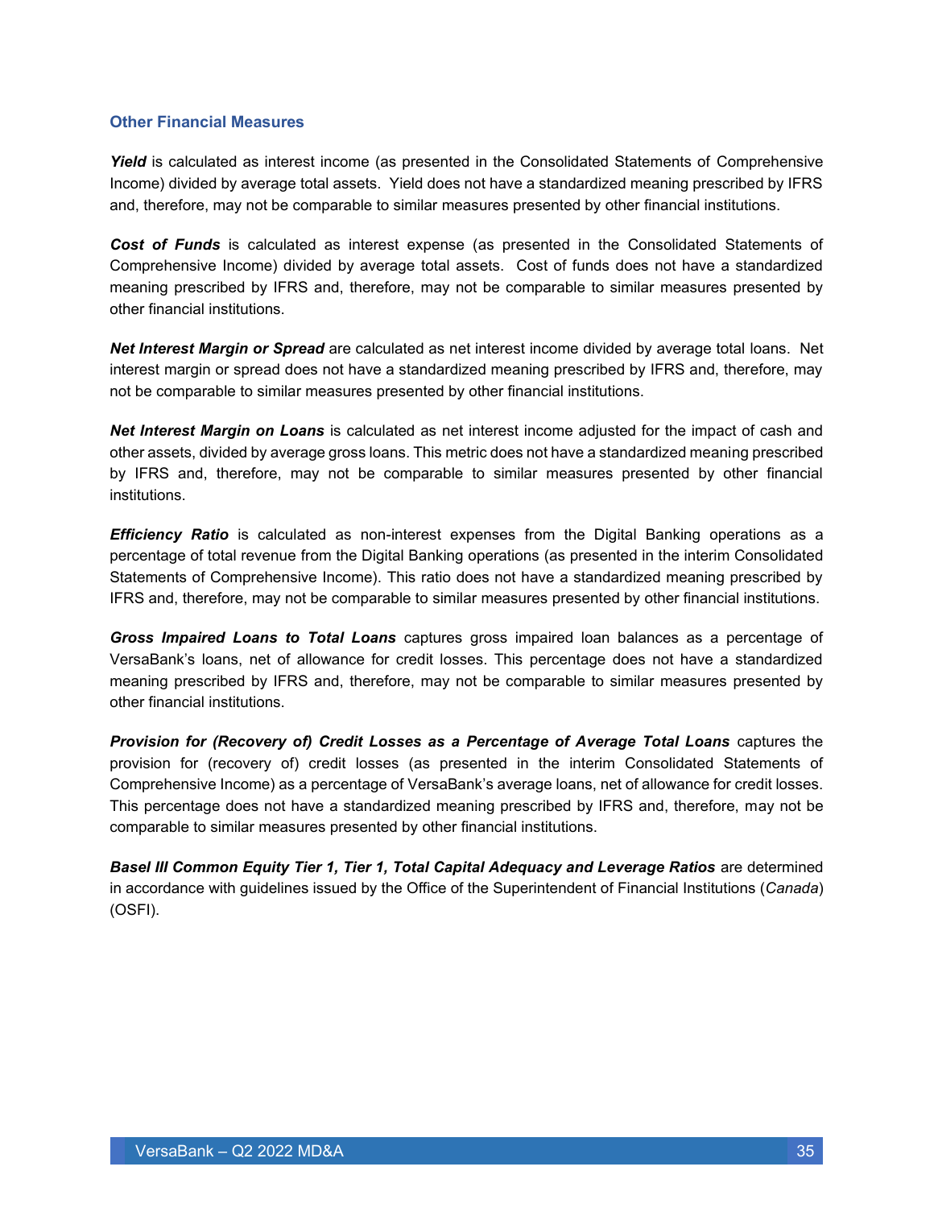### Other Financial Measures

***Yield*** is calculated as interest income (as presented in the Consolidated Statements of Comprehensive Income) divided by average total assets. Yield does not have a standardized meaning prescribed by IFRS and, therefore, may not be comparable to similar measures presented by other financial institutions.

***Cost of Funds*** is calculated as interest expense (as presented in the Consolidated Statements of Comprehensive Income) divided by average total assets. Cost of funds does not have a standardized meaning prescribed by IFRS and, therefore, may not be comparable to similar measures presented by other financial institutions.

***Net Interest Margin or Spread*** are calculated as net interest income divided by average total loans. Net interest margin or spread does not have a standardized meaning prescribed by IFRS and, therefore, may not be comparable to similar measures presented by other financial institutions.

***Net Interest Margin on Loans*** is calculated as net interest income adjusted for the impact of cash and other assets, divided by average gross loans. This metric does not have a standardized meaning prescribed by IFRS and, therefore, may not be comparable to similar measures presented by other financial institutions.

***Efficiency Ratio*** is calculated as non-interest expenses from the Digital Banking operations as a percentage of total revenue from the Digital Banking operations (as presented in the interim Consolidated Statements of Comprehensive Income). This ratio does not have a standardized meaning prescribed by IFRS and, therefore, may not be comparable to similar measures presented by other financial institutions.

***Gross Impaired Loans to Total Loans*** captures gross impaired loan balances as a percentage of VersaBank's loans, net of allowance for credit losses. This percentage does not have a standardized meaning prescribed by IFRS and, therefore, may not be comparable to similar measures presented by other financial institutions.

***Provision for (Recovery of) Credit Losses as a Percentage of Average Total Loans*** captures the provision for (recovery of) credit losses (as presented in the interim Consolidated Statements of Comprehensive Income) as a percentage of VersaBank's average loans, net of allowance for credit losses. This percentage does not have a standardized meaning prescribed by IFRS and, therefore, may not be comparable to similar measures presented by other financial institutions.

***Basel III Common Equity Tier 1, Tier 1, Total Capital Adequacy and Leverage Ratios*** are determined in accordance with guidelines issued by the Office of the Superintendent of Financial Institutions (*Canada*) (OSFI).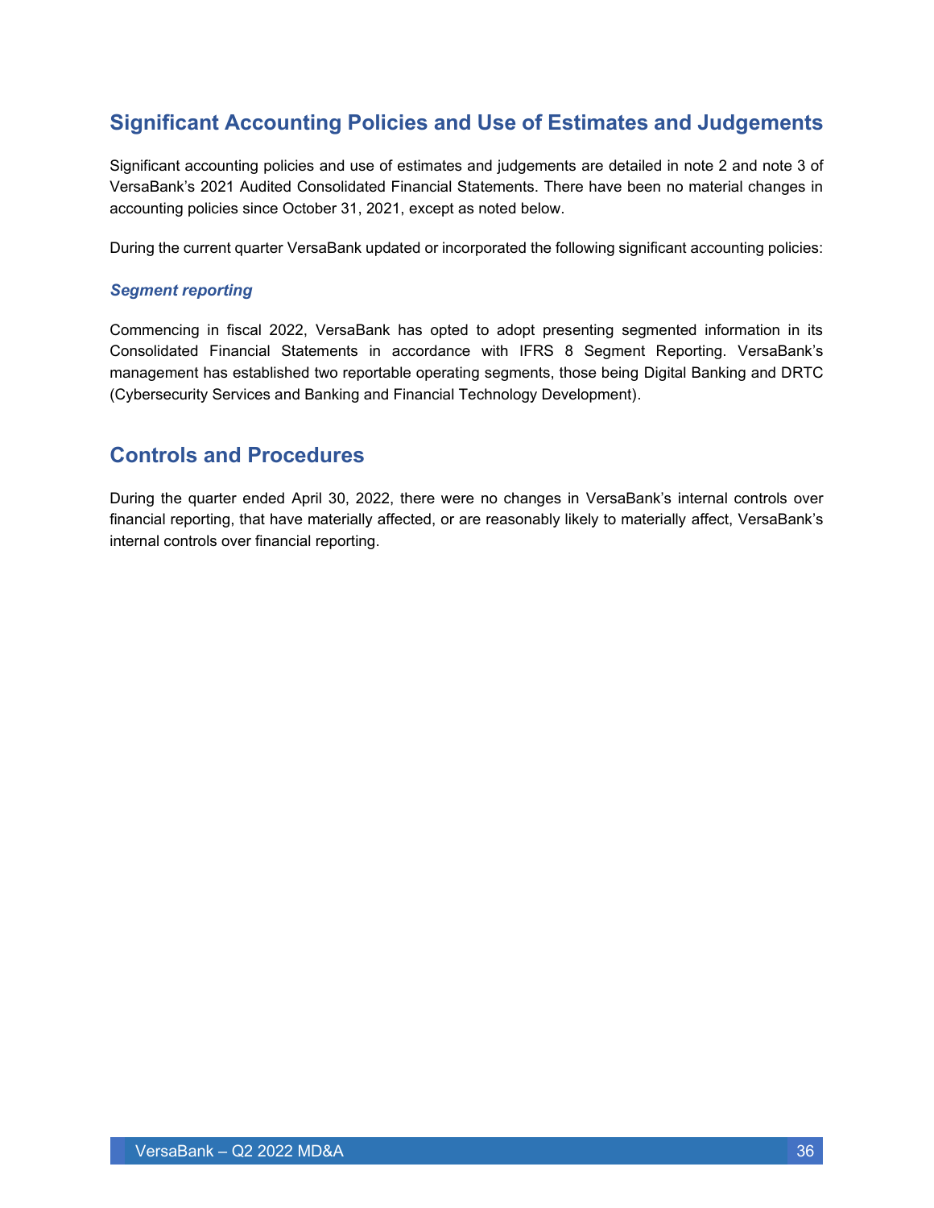## Significant Accounting Policies and Use of Estimates and Judgements

Significant accounting policies and use of estimates and judgements are detailed in note 2 and note 3 of VersaBank's 2021 Audited Consolidated Financial Statements. There have been no material changes in accounting policies since October 31, 2021, except as noted below.

During the current quarter VersaBank updated or incorporated the following significant accounting policies:

### *Segment reporting*

Commencing in fiscal 2022, VersaBank has opted to adopt presenting segmented information in its Consolidated Financial Statements in accordance with IFRS 8 Segment Reporting. VersaBank's management has established two reportable operating segments, those being Digital Banking and DRTC (Cybersecurity Services and Banking and Financial Technology Development).

## Controls and Procedures

During the quarter ended April 30, 2022, there were no changes in VersaBank's internal controls over financial reporting, that have materially affected, or are reasonably likely to materially affect, VersaBank's internal controls over financial reporting.